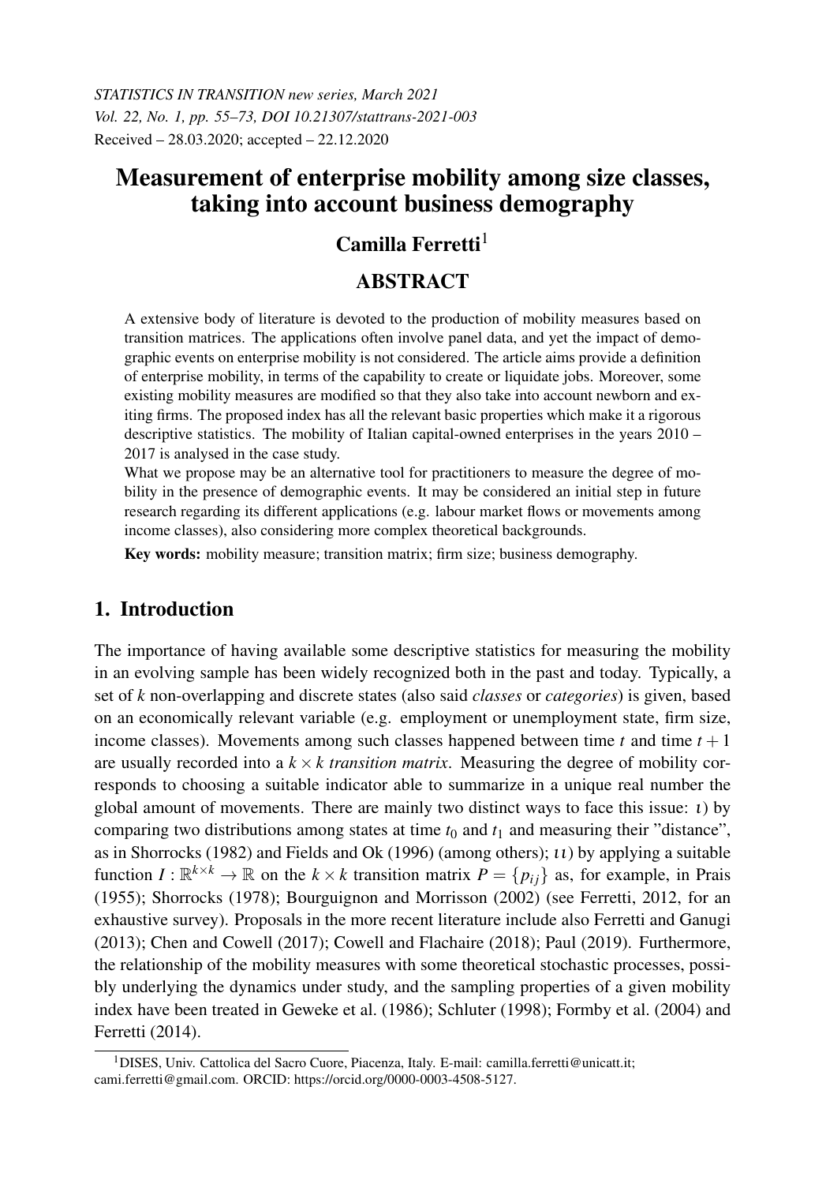*STATISTICS IN TRANSITION new series, March 2021*
*Vol. 22, No. 1, pp. 55–73, DOI 10.21307/stattrans-2021-003*
Received – 28.03.2020; accepted – 22.12.2020

# Measurement of enterprise mobility among size classes, taking into account business demography

**Camilla Ferretti**[1]

## ABSTRACT

A extensive body of literature is devoted to the production of mobility measures based on transition matrices. The applications often involve panel data, and yet the impact of demographic events on enterprise mobility is not considered. The article aims provide a definition of enterprise mobility, in terms of the capability to create or liquidate jobs. Moreover, some existing mobility measures are modified so that they also take into account newborn and exiting firms. The proposed index has all the relevant basic properties which make it a rigorous descriptive statistics. The mobility of Italian capital-owned enterprises in the years 2010 – 2017 is analysed in the case study.

What we propose may be an alternative tool for practitioners to measure the degree of mobility in the presence of demographic events. It may be considered an initial step in future research regarding its different applications (e.g. labour market flows or movements among income classes), also considering more complex theoretical backgrounds.

**Key words:** mobility measure; transition matrix; firm size; business demography.

## 1. Introduction

The importance of having available some descriptive statistics for measuring the mobility in an evolving sample has been widely recognized both in the past and today. Typically, a set of $k$ non-overlapping and discrete states (also said *classes* or *categories*) is given, based on an economically relevant variable (e.g. employment or unemployment state, firm size, income classes). Movements among such classes happened between time $t$ and time $t+1$ are usually recorded into a $k \times k$ *transition matrix*. Measuring the degree of mobility corresponds to choosing a suitable indicator able to summarize in a unique real number the global amount of movements. There are mainly two distinct ways to face this issue: $\iota$) by comparing two distributions among states at time $t_0$ and $t_1$ and measuring their "distance", as in Shorrocks (1982) and Fields and Ok (1996) (among others); $\iota\iota$) by applying a suitable function $I : \mathbb{R}^{k \times k} \to \mathbb{R}$ on the $k \times k$ transition matrix $P = \{p_{ij}\}$ as, for example, in Prais (1955); Shorrocks (1978); Bourguignon and Morrisson (2002) (see Ferretti, 2012, for an exhaustive survey). Proposals in the more recent literature include also Ferretti and Ganugi (2013); Chen and Cowell (2017); Cowell and Flachaire (2018); Paul (2019). Furthermore, the relationship of the mobility measures with some theoretical stochastic processes, possibly underlying the dynamics under study, and the sampling properties of a given mobility index have been treated in Geweke et al. (1986); Schluter (1998); Formby et al. (2004) and Ferretti (2014).

[1]DISES, Univ. Cattolica del Sacro Cuore, Piacenza, Italy. E-mail: camilla.ferretti@unicatt.it; cami.ferretti@gmail.com. ORCID: https://orcid.org/0000-0003-4508-5127.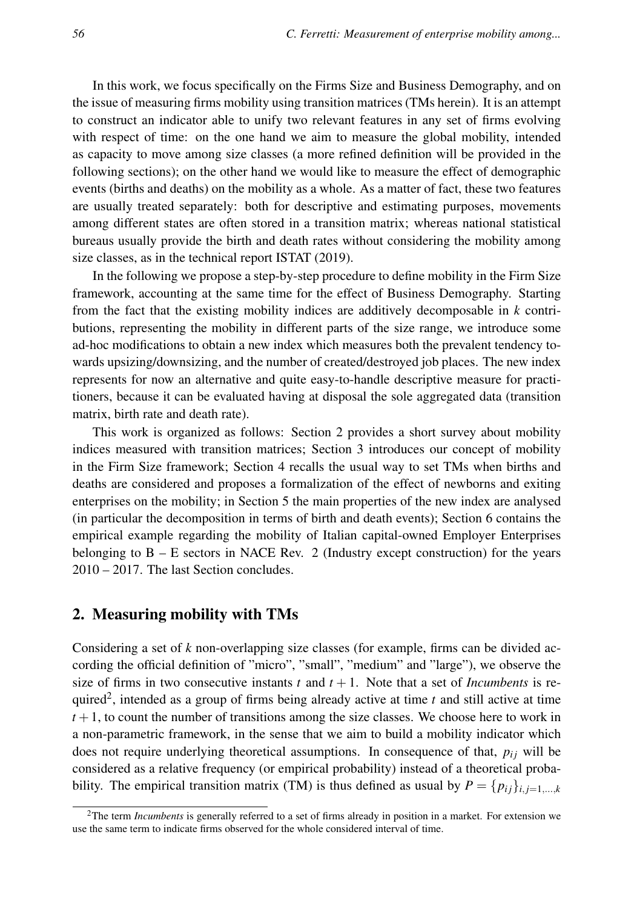In this work, we focus specifically on the Firms Size and Business Demography, and on the issue of measuring firms mobility using transition matrices (TMs herein). It is an attempt to construct an indicator able to unify two relevant features in any set of firms evolving with respect of time: on the one hand we aim to measure the global mobility, intended as capacity to move among size classes (a more refined definition will be provided in the following sections); on the other hand we would like to measure the effect of demographic events (births and deaths) on the mobility as a whole. As a matter of fact, these two features are usually treated separately: both for descriptive and estimating purposes, movements among different states are often stored in a transition matrix; whereas national statistical bureaus usually provide the birth and death rates without considering the mobility among size classes, as in the technical report ISTAT (2019).

In the following we propose a step-by-step procedure to define mobility in the Firm Size framework, accounting at the same time for the effect of Business Demography. Starting from the fact that the existing mobility indices are additively decomposable in $k$ contributions, representing the mobility in different parts of the size range, we introduce some ad-hoc modifications to obtain a new index which measures both the prevalent tendency towards upsizing/downsizing, and the number of created/destroyed job places. The new index represents for now an alternative and quite easy-to-handle descriptive measure for practitioners, because it can be evaluated having at disposal the sole aggregated data (transition matrix, birth rate and death rate).

This work is organized as follows: Section 2 provides a short survey about mobility indices measured with transition matrices; Section 3 introduces our concept of mobility in the Firm Size framework; Section 4 recalls the usual way to set TMs when births and deaths are considered and proposes a formalization of the effect of newborns and exiting enterprises on the mobility; in Section 5 the main properties of the new index are analysed (in particular the decomposition in terms of birth and death events); Section 6 contains the empirical example regarding the mobility of Italian capital-owned Employer Enterprises belonging to B – E sectors in NACE Rev. 2 (Industry except construction) for the years 2010 – 2017. The last Section concludes.

## 2. Measuring mobility with TMs

Considering a set of $k$ non-overlapping size classes (for example, firms can be divided according the official definition of "micro", "small", "medium" and "large"), we observe the size of firms in two consecutive instants $t$ and $t+1$. Note that a set of *Incumbents* is required[2], intended as a group of firms being already active at time $t$ and still active at time $t+1$, to count the number of transitions among the size classes. We choose here to work in a non-parametric framework, in the sense that we aim to build a mobility indicator which does not require underlying theoretical assumptions. In consequence of that, $p_{ij}$ will be considered as a relative frequency (or empirical probability) instead of a theoretical probability. The empirical transition matrix (TM) is thus defined as usual by $P = \{p_{ij}\}_{i,j=1,\dots,k}$

[2] The term *Incumbents* is generally referred to a set of firms already in position in a market. For extension we use the same term to indicate firms observed for the whole considered interval of time.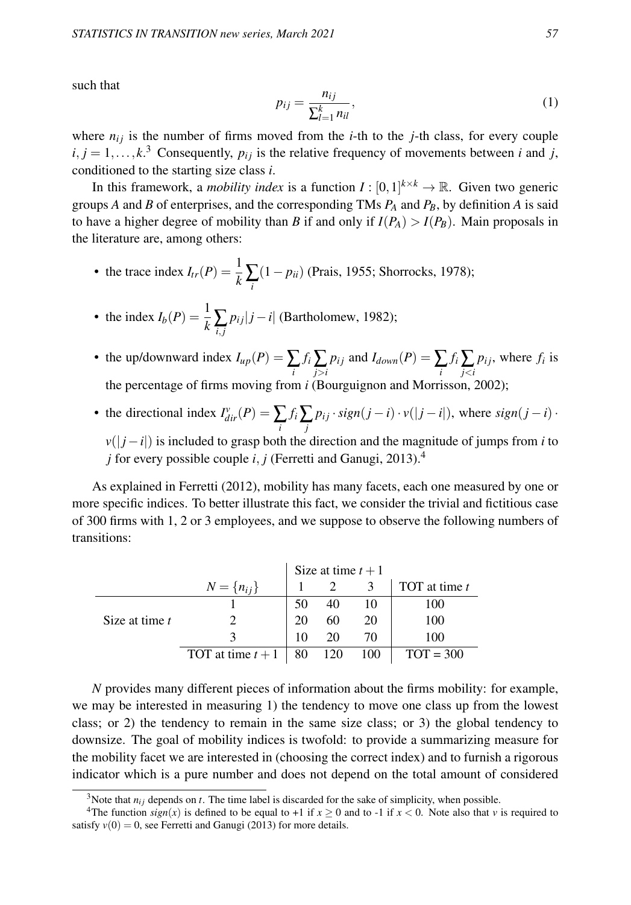such that

$$p_{ij} = \frac{n_{ij}}{\sum_{l=1}^{k} n_{il}}, \tag{1}$$

where $n_{ij}$ is the number of firms moved from the $i$-th to the $j$-th class, for every couple $i, j = 1, \ldots, k$.[3] Consequently, $p_{ij}$ is the relative frequency of movements between $i$ and $j$, conditioned to the starting size class $i$.

In this framework, a *mobility index* is a function $I : [0,1]^{k \times k} \to \mathbb{R}$. Given two generic groups $A$ and $B$ of enterprises, and the corresponding TMs $P_A$ and $P_B$, by definition $A$ is said to have a higher degree of mobility than $B$ if and only if $I(P_A) > I(P_B)$. Main proposals in the literature are, among others:

- the trace index $I_{tr}(P) = \frac{1}{k} \sum_i (1 - p_{ii})$ (Prais, 1955; Shorrocks, 1978);
- the index $I_b(P) = \frac{1}{k} \sum_{i,j} p_{ij} |j - i|$ (Bartholomew, 1982);
- the up/downward index $I_{up}(P) = \sum_i f_i \sum_{j>i} p_{ij}$ and $I_{down}(P) = \sum_i f_i \sum_{j<i} p_{ij}$, where $f_i$ is the percentage of firms moving from $i$ (Bourguignon and Morrisson, 2002);
- the directional index $I^v_{dir}(P) = \sum_i f_i \sum_j p_{ij} \cdot sign(j - i) \cdot v(|j - i|)$, where $sign(j - i) \cdot v(|j - i|)$ is included to grasp both the direction and the magnitude of jumps from $i$ to $j$ for every possible couple $i, j$ (Ferretti and Ganugi, 2013).[4]

As explained in Ferretti (2012), mobility has many facets, each one measured by one or more specific indices. To better illustrate this fact, we consider the trivial and fictitious case of 300 firms with 1, 2 or 3 employees, and we suppose to observe the following numbers of transitions:

| | $N = \{n_{ij}\}$ | Size at time $t+1$ | | | TOT at time $t$ |
|---|---|---|---|---|---|
| | | 1 | 2 | 3 | |
| Size at time $t$ | 1 | 50 | 40 | 10 | 100 |
| | 2 | 20 | 60 | 20 | 100 |
| | 3 | 10 | 20 | 70 | 100 |
| | TOT at time $t+1$ | 80 | 120 | 100 | TOT = 300 |

$N$ provides many different pieces of information about the firms mobility: for example, we may be interested in measuring 1) the tendency to move one class up from the lowest class; or 2) the tendency to remain in the same size class; or 3) the global tendency to downsize. The goal of mobility indices is twofold: to provide a summarizing measure for the mobility facet we are interested in (choosing the correct index) and to furnish a rigorous indicator which is a pure number and does not depend on the total amount of considered

[3] Note that $n_{ij}$ depends on $t$. The time label is discarded for the sake of simplicity, when possible.

[4] The function $sign(x)$ is defined to be equal to +1 if $x \geq 0$ and to -1 if $x < 0$. Note also that $v$ is required to satisfy $v(0) = 0$, see Ferretti and Ganugi (2013) for more details.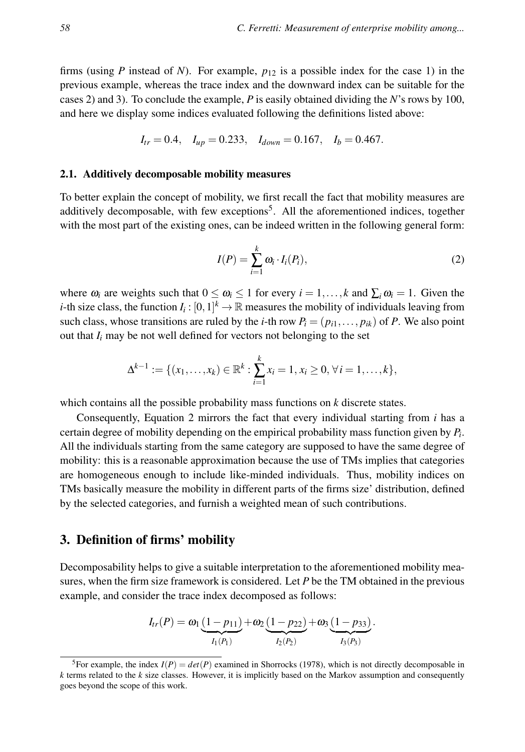firms (using $P$ instead of $N$). For example, $p_{12}$ is a possible index for the case 1) in the previous example, whereas the trace index and the downward index can be suitable for the cases 2) and 3). To conclude the example, $P$ is easily obtained dividing the $N$'s rows by 100, and here we display some indices evaluated following the definitions listed above:

$$I_{tr} = 0.4, \quad I_{up} = 0.233, \quad I_{down} = 0.167, \quad I_b = 0.467.$$

### 2.1. Additively decomposable mobility measures

To better explain the concept of mobility, we first recall the fact that mobility measures are additively decomposable, with few exceptions[5]. All the aforementioned indices, together with the most part of the existing ones, can be indeed written in the following general form:

$$I(P) = \sum_{i=1}^{k} \omega_i \cdot I_i(P_i), \tag{2}$$

where $\omega_i$ are weights such that $0 \leq \omega_i \leq 1$ for every $i = 1, \ldots, k$ and $\sum_i \omega_i = 1$. Given the $i$-th size class, the function $I_i : [0,1]^k \to \mathbb{R}$ measures the mobility of individuals leaving from such class, whose transitions are ruled by the $i$-th row $P_i = (p_{i1}, \ldots, p_{ik})$ of $P$. We also point out that $I_i$ may be not well defined for vectors not belonging to the set

$$\Delta^{k-1} := \{(x_1, \ldots, x_k) \in \mathbb{R}^k : \sum_{i=1}^{k} x_i = 1, x_i \geq 0, \forall i = 1, \ldots, k\},$$

which contains all the possible probability mass functions on $k$ discrete states.

Consequently, Equation 2 mirrors the fact that every individual starting from $i$ has a certain degree of mobility depending on the empirical probability mass function given by $P_i$. All the individuals starting from the same category are supposed to have the same degree of mobility: this is a reasonable approximation because the use of TMs implies that categories are homogeneous enough to include like-minded individuals. Thus, mobility indices on TMs basically measure the mobility in different parts of the firms size' distribution, defined by the selected categories, and furnish a weighted mean of such contributions.

## 3. Definition of firms' mobility

Decomposability helps to give a suitable interpretation to the aforementioned mobility measures, when the firm size framework is considered. Let $P$ be the TM obtained in the previous example, and consider the trace index decomposed as follows:

$$I_{tr}(P) = \omega_1 \underbrace{(1 - p_{11})}_{I_1(P_1)} + \omega_2 \underbrace{(1 - p_{22})}_{I_2(P_2)} + \omega_3 \underbrace{(1 - p_{33})}_{I_3(P_3)}.$$

[5] For example, the index $I(P) = det(P)$ examined in Shorrocks (1978), which is not directly decomposable in $k$ terms related to the $k$ size classes. However, it is implicitly based on the Markov assumption and consequently goes beyond the scope of this work.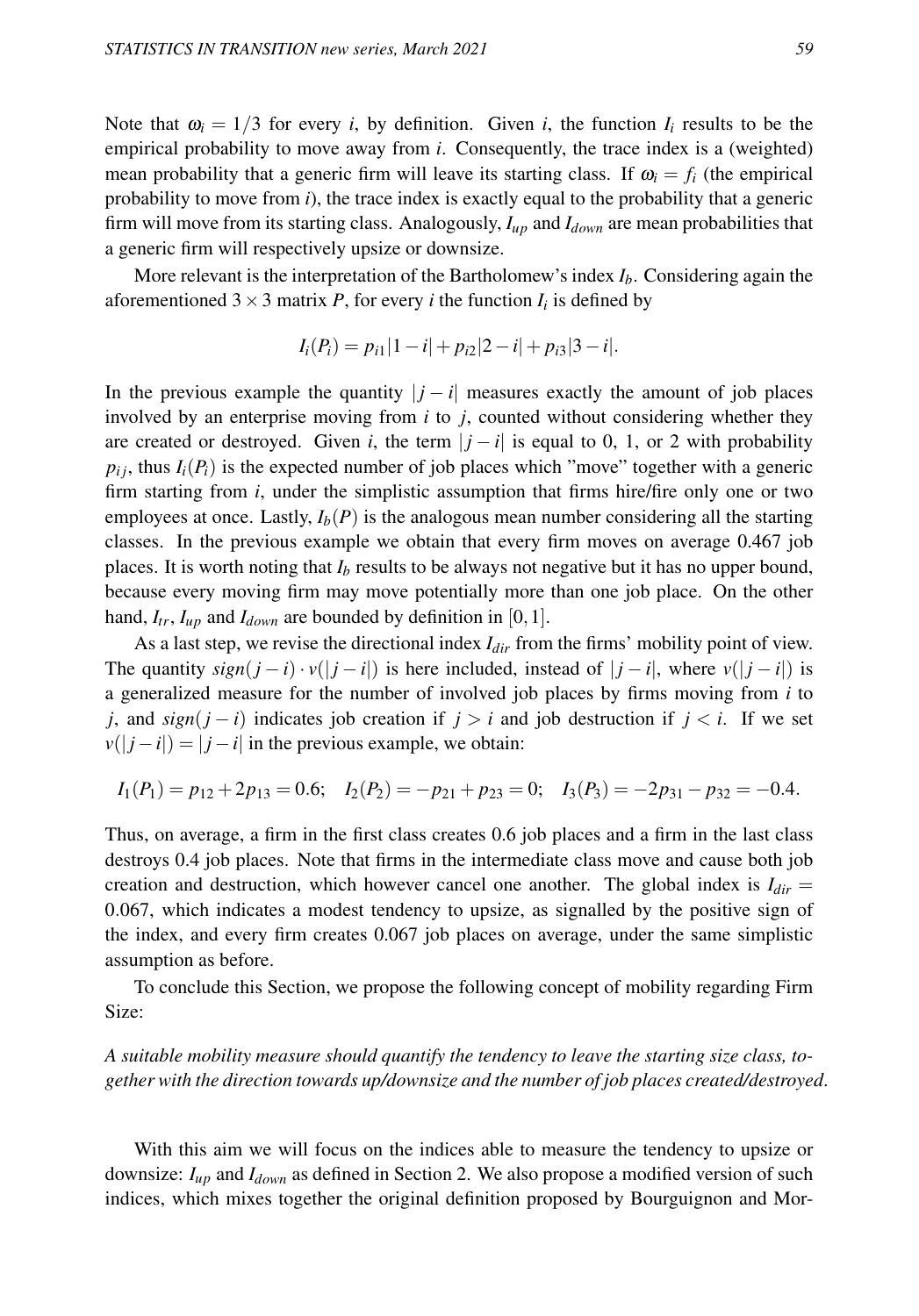Note that $\omega_i = 1/3$ for every $i$, by definition. Given $i$, the function $I_i$ results to be the empirical probability to move away from $i$. Consequently, the trace index is a (weighted) mean probability that a generic firm will leave its starting class. If $\omega_i = f_i$ (the empirical probability to move from $i$), the trace index is exactly equal to the probability that a generic firm will move from its starting class. Analogously, $I_{up}$ and $I_{down}$ are mean probabilities that a generic firm will respectively upsize or downsize.

More relevant is the interpretation of the Bartholomew's index $I_b$. Considering again the aforementioned $3 \times 3$ matrix $P$, for every $i$ the function $I_i$ is defined by

$$I_i(P_i) = p_{i1}|1-i| + p_{i2}|2-i| + p_{i3}|3-i|.$$

In the previous example the quantity $|j-i|$ measures exactly the amount of job places involved by an enterprise moving from $i$ to $j$, counted without considering whether they are created or destroyed. Given $i$, the term $|j-i|$ is equal to 0, 1, or 2 with probability $p_{ij}$, thus $I_i(P_i)$ is the expected number of job places which "move" together with a generic firm starting from $i$, under the simplistic assumption that firms hire/fire only one or two employees at once. Lastly, $I_b(P)$ is the analogous mean number considering all the starting classes. In the previous example we obtain that every firm moves on average 0.467 job places. It is worth noting that $I_b$ results to be always not negative but it has no upper bound, because every moving firm may move potentially more than one job place. On the other hand, $I_{tr}$, $I_{up}$ and $I_{down}$ are bounded by definition in $[0,1]$.

As a last step, we revise the directional index $I_{dir}$ from the firms' mobility point of view. The quantity $sign(j-i) \cdot v(|j-i|)$ is here included, instead of $|j-i|$, where $v(|j-i|)$ is a generalized measure for the number of involved job places by firms moving from $i$ to $j$, and $sign(j-i)$ indicates job creation if $j > i$ and job destruction if $j < i$. If we set $v(|j-i|) = |j-i|$ in the previous example, we obtain:

$$I_1(P_1) = p_{12} + 2p_{13} = 0.6; \quad I_2(P_2) = -p_{21} + p_{23} = 0; \quad I_3(P_3) = -2p_{31} - p_{32} = -0.4.$$

Thus, on average, a firm in the first class creates 0.6 job places and a firm in the last class destroys 0.4 job places. Note that firms in the intermediate class move and cause both job creation and destruction, which however cancel one another. The global index is $I_{dir} = 0.067$, which indicates a modest tendency to upsize, as signalled by the positive sign of the index, and every firm creates 0.067 job places on average, under the same simplistic assumption as before.

To conclude this Section, we propose the following concept of mobility regarding Firm Size:

*A suitable mobility measure should quantify the tendency to leave the starting size class, together with the direction towards up/downsize and the number of job places created/destroyed.*

With this aim we will focus on the indices able to measure the tendency to upsize or downsize: $I_{up}$ and $I_{down}$ as defined in Section 2. We also propose a modified version of such indices, which mixes together the original definition proposed by Bourguignon and Mor-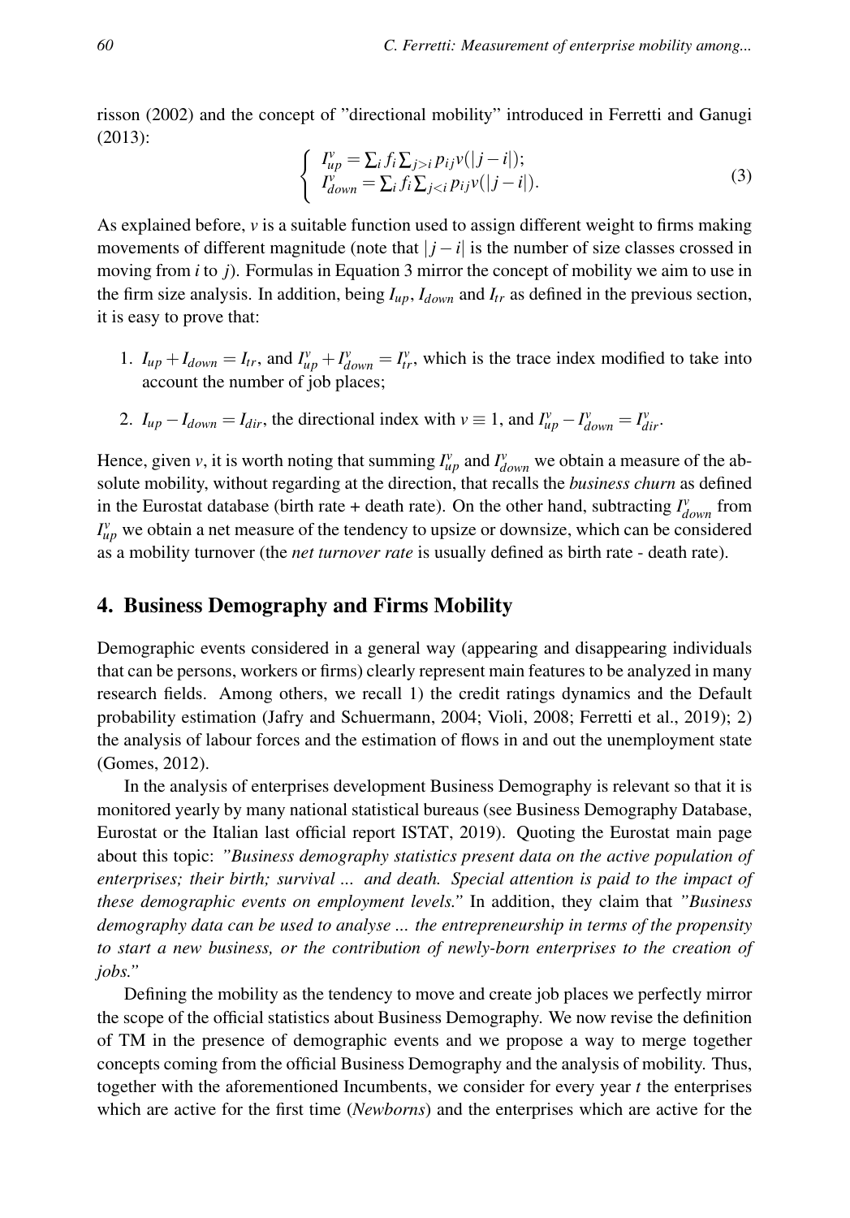risson (2002) and the concept of "directional mobility" introduced in Ferretti and Ganugi (2013):

$$
\begin{cases} I^v_{up} = \sum_i f_i \sum_{j>i} p_{ij} v(|j-i|); \\ I^v_{down} = \sum_i f_i \sum_{j<i} p_{ij} v(|j-i|). \end{cases} \tag{3}
$$

As explained before, $v$ is a suitable function used to assign different weight to firms making movements of different magnitude (note that $|j-i|$ is the number of size classes crossed in moving from $i$ to $j$). Formulas in Equation 3 mirror the concept of mobility we aim to use in the firm size analysis. In addition, being $I_{up}$, $I_{down}$ and $I_{tr}$ as defined in the previous section, it is easy to prove that:

1. $I_{up} + I_{down} = I_{tr}$, and $I^v_{up} + I^v_{down} = I^v_{tr}$, which is the trace index modified to take into account the number of job places;
2. $I_{up} - I_{down} = I_{dir}$, the directional index with $v \equiv 1$, and $I^v_{up} - I^v_{down} = I^v_{dir}$.

Hence, given $v$, it is worth noting that summing $I^v_{up}$ and $I^v_{down}$ we obtain a measure of the absolute mobility, without regarding at the direction, that recalls the *business churn* as defined in the Eurostat database (birth rate + death rate). On the other hand, subtracting $I^v_{down}$ from $I^v_{up}$ we obtain a net measure of the tendency to upsize or downsize, which can be considered as a mobility turnover (the *net turnover rate* is usually defined as birth rate - death rate).

## 4. Business Demography and Firms Mobility

Demographic events considered in a general way (appearing and disappearing individuals that can be persons, workers or firms) clearly represent main features to be analyzed in many research fields. Among others, we recall 1) the credit ratings dynamics and the Default probability estimation (Jafry and Schuermann, 2004; Violi, 2008; Ferretti et al., 2019); 2) the analysis of labour forces and the estimation of flows in and out the unemployment state (Gomes, 2012).

In the analysis of enterprises development Business Demography is relevant so that it is monitored yearly by many national statistical bureaus (see Business Demography Database, Eurostat or the Italian last official report ISTAT, 2019). Quoting the Eurostat main page about this topic: *"Business demography statistics present data on the active population of enterprises; their birth; survival ... and death. Special attention is paid to the impact of these demographic events on employment levels."* In addition, they claim that *"Business demography data can be used to analyse ... the entrepreneurship in terms of the propensity to start a new business, or the contribution of newly-born enterprises to the creation of jobs."*

Defining the mobility as the tendency to move and create job places we perfectly mirror the scope of the official statistics about Business Demography. We now revise the definition of TM in the presence of demographic events and we propose a way to merge together concepts coming from the official Business Demography and the analysis of mobility. Thus, together with the aforementioned Incumbents, we consider for every year $t$ the enterprises which are active for the first time (*Newborns*) and the enterprises which are active for the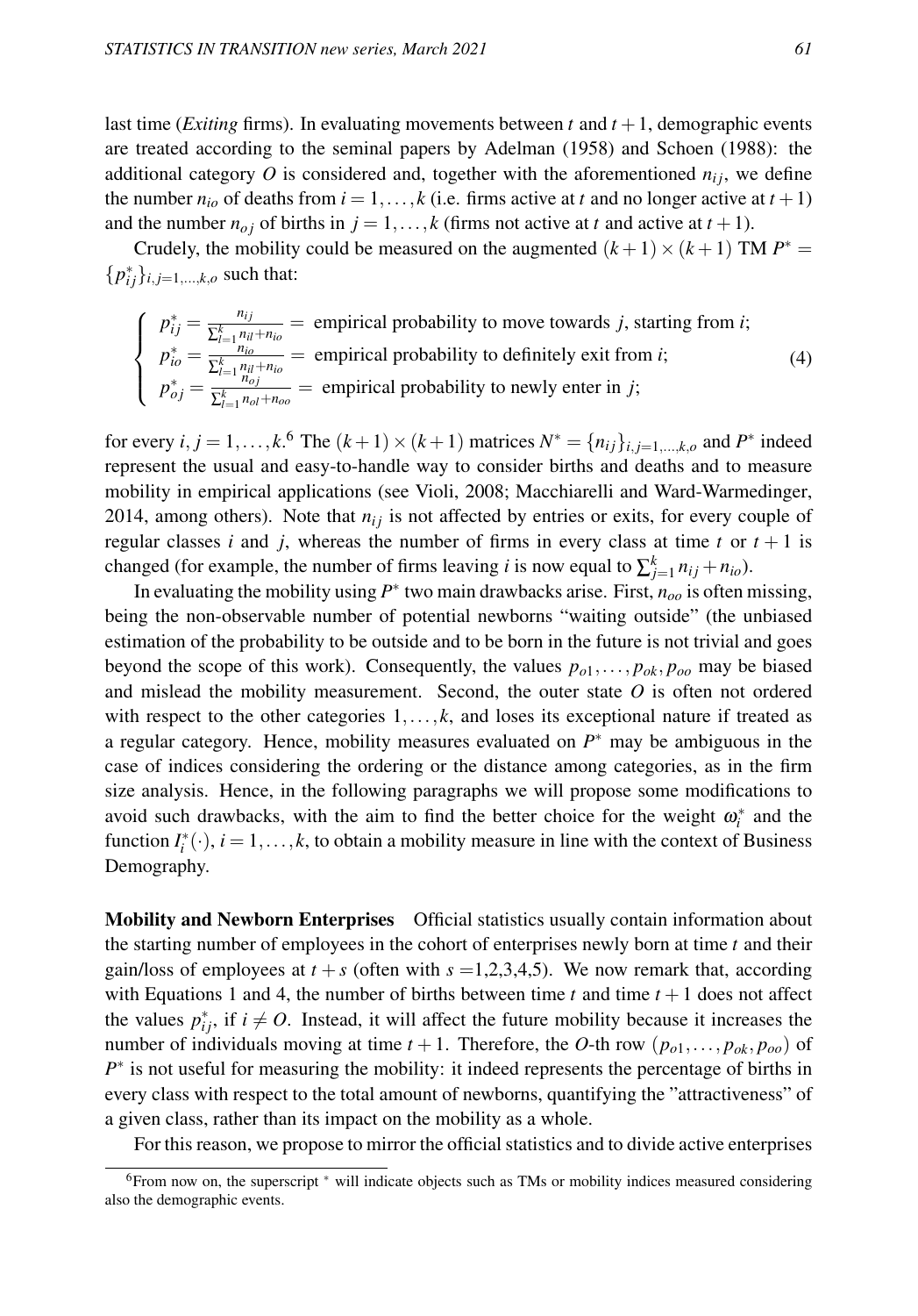last time (*Exiting* firms). In evaluating movements between $t$ and $t+1$, demographic events are treated according to the seminal papers by Adelman (1958) and Schoen (1988): the additional category $O$ is considered and, together with the aforementioned $n_{ij}$, we define the number $n_{io}$ of deaths from $i = 1,\dots,k$ (i.e. firms active at $t$ and no longer active at $t+1$) and the number $n_{oj}$ of births in $j = 1,\dots,k$ (firms not active at $t$ and active at $t+1$).

Crudely, the mobility could be measured on the augmented $(k+1)\times(k+1)$ TM $P^* = \{p^*_{ij}\}_{i,j=1,\dots,k,o}$ such that:

$$
\begin{cases}
p^*_{ij} = \frac{n_{ij}}{\sum_{l=1}^{k} n_{il} + n_{io}} = \text{ empirical probability to move towards } j \text{, starting from } i; \\
p^*_{io} = \frac{n_{io}}{\sum_{l=1}^{k} n_{il} + n_{io}} = \text{ empirical probability to definitely exit from } i; \\
p^*_{oj} = \frac{n_{oj}}{\sum_{l=1}^{k} n_{ol} + n_{oo}} = \text{ empirical probability to newly enter in } j;
\end{cases}
\tag{4}
$$

for every $i, j = 1,\dots,k$.[6] The $(k+1)\times(k+1)$ matrices $N^* = \{n_{ij}\}_{i,j=1,\dots,k,o}$ and $P^*$ indeed represent the usual and easy-to-handle way to consider births and deaths and to measure mobility in empirical applications (see Violi, 2008; Macchiarelli and Ward-Warmedinger, 2014, among others). Note that $n_{ij}$ is not affected by entries or exits, for every couple of regular classes $i$ and $j$, whereas the number of firms in every class at time $t$ or $t+1$ is changed (for example, the number of firms leaving $i$ is now equal to $\sum_{j=1}^{k} n_{ij} + n_{io}$).

In evaluating the mobility using $P^*$ two main drawbacks arise. First, $n_{oo}$ is often missing, being the non-observable number of potential newborns "waiting outside" (the unbiased estimation of the probability to be outside and to be born in the future is not trivial and goes beyond the scope of this work). Consequently, the values $p_{o1},\dots,p_{ok},p_{oo}$ may be biased and mislead the mobility measurement. Second, the outer state $O$ is often not ordered with respect to the other categories $1,\dots,k$, and loses its exceptional nature if treated as a regular category. Hence, mobility measures evaluated on $P^*$ may be ambiguous in the case of indices considering the ordering or the distance among categories, as in the firm size analysis. Hence, in the following paragraphs we will propose some modifications to avoid such drawbacks, with the aim to find the better choice for the weight $\omega^*_i$ and the function $I^*_i(\cdot)$, $i = 1,\dots,k$, to obtain a mobility measure in line with the context of Business Demography.

**Mobility and Newborn Enterprises** Official statistics usually contain information about the starting number of employees in the cohort of enterprises newly born at time $t$ and their gain/loss of employees at $t+s$ (often with $s$ =1,2,3,4,5). We now remark that, according with Equations 1 and 4, the number of births between time $t$ and time $t+1$ does not affect the values $p^*_{ij}$, if $i \neq O$. Instead, it will affect the future mobility because it increases the number of individuals moving at time $t+1$. Therefore, the $O$-th row $(p_{o1},\dots,p_{ok},p_{oo})$ of $P^*$ is not useful for measuring the mobility: it indeed represents the percentage of births in every class with respect to the total amount of newborns, quantifying the "attractiveness" of a given class, rather than its impact on the mobility as a whole.

For this reason, we propose to mirror the official statistics and to divide active enterprises

[6] From now on, the superscript $^*$ will indicate objects such as TMs or mobility indices measured considering also the demographic events.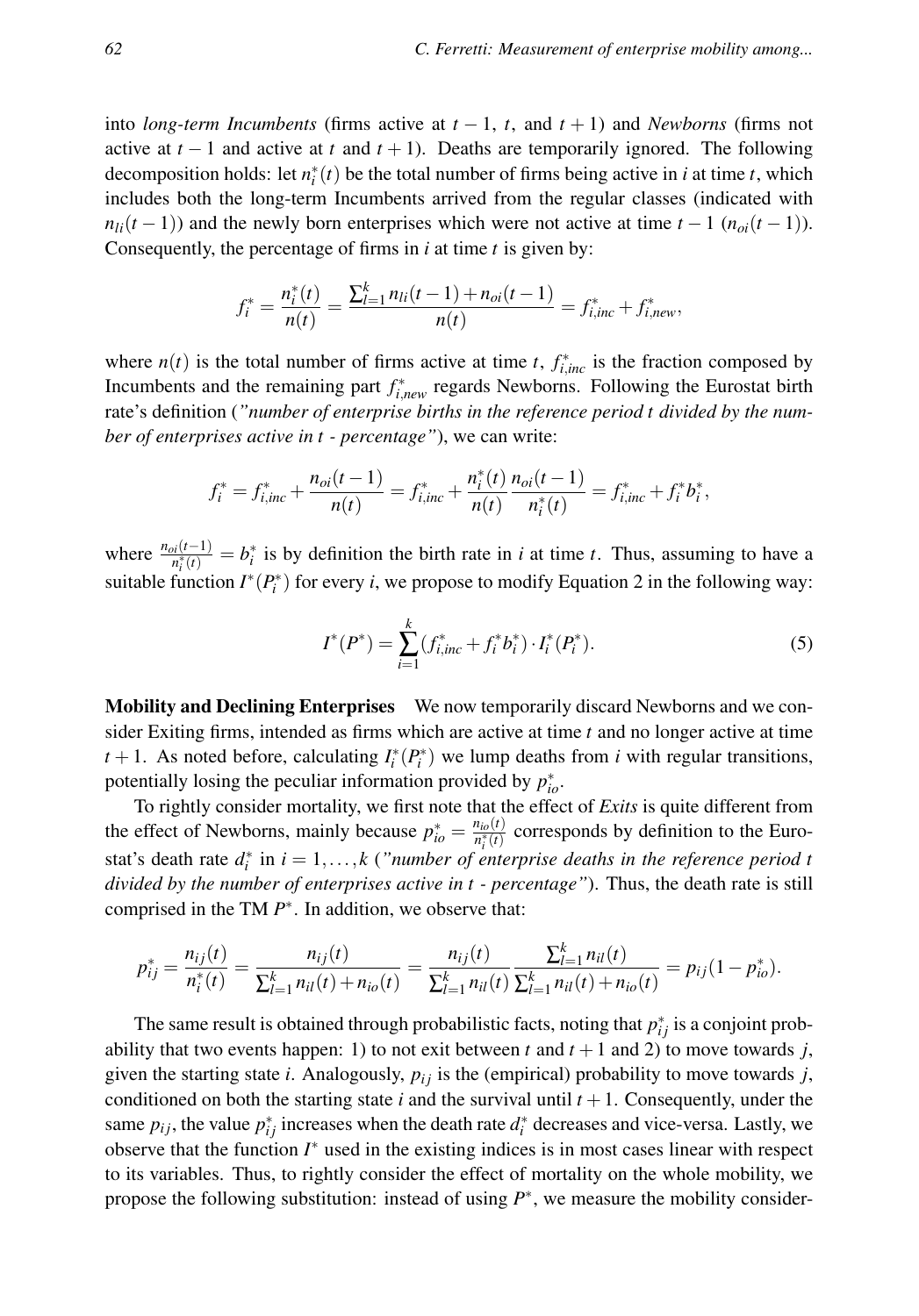into *long-term Incumbents* (firms active at $t-1$, $t$, and $t+1$) and *Newborns* (firms not active at $t-1$ and active at $t$ and $t+1$). Deaths are temporarily ignored. The following decomposition holds: let $n_i^*(t)$ be the total number of firms being active in $i$ at time $t$, which includes both the long-term Incumbents arrived from the regular classes (indicated with $n_{li}(t-1)$) and the newly born enterprises which were not active at time $t-1$ ($n_{oi}(t-1)$). Consequently, the percentage of firms in $i$ at time $t$ is given by:

$$f_i^* = \frac{n_i^*(t)}{n(t)} = \frac{\sum_{l=1}^{k} n_{li}(t-1) + n_{oi}(t-1)}{n(t)} = f_{i,inc}^* + f_{i,new}^*,$$

where $n(t)$ is the total number of firms active at time $t$, $f_{i,inc}^*$ is the fraction composed by Incumbents and the remaining part $f_{i,new}^*$ regards Newborns. Following the Eurostat birth rate's definition (*"number of enterprise births in the reference period t divided by the number of enterprises active in t - percentage"*), we can write:

$$f_i^* = f_{i,inc}^* + \frac{n_{oi}(t-1)}{n(t)} = f_{i,inc}^* + \frac{n_i^*(t)}{n(t)} \frac{n_{oi}(t-1)}{n_i^*(t)} = f_{i,inc}^* + f_i^* b_i^*,$$

where $\frac{n_{oi}(t-1)}{n_i^*(t)} = b_i^*$ is by definition the birth rate in $i$ at time $t$. Thus, assuming to have a suitable function $I^*(P_i^*)$ for every $i$, we propose to modify Equation 2 in the following way:

$$I^*(P^*) = \sum_{i=1}^{k} (f_{i,inc}^* + f_i^* b_i^*) \cdot I_i^*(P_i^*). \tag{5}$$

**Mobility and Declining Enterprises** We now temporarily discard Newborns and we consider Exiting firms, intended as firms which are active at time $t$ and no longer active at time $t+1$. As noted before, calculating $I_i^*(P_i^*)$ we lump deaths from $i$ with regular transitions, potentially losing the peculiar information provided by $p_{io}^*$.

To rightly consider mortality, we first note that the effect of *Exits* is quite different from the effect of Newborns, mainly because $p_{io}^* = \frac{n_{io}(t)}{n_i^*(t)}$ corresponds by definition to the Eurostat's death rate $d_i^*$ in $i = 1, \ldots, k$ (*"number of enterprise deaths in the reference period t divided by the number of enterprises active in t - percentage"*). Thus, the death rate is still comprised in the TM $P^*$. In addition, we observe that:

$$p_{ij}^* = \frac{n_{ij}(t)}{n_i^*(t)} = \frac{n_{ij}(t)}{\sum_{l=1}^{k} n_{il}(t) + n_{io}(t)} = \frac{n_{ij}(t)}{\sum_{l=1}^{k} n_{il}(t)} \frac{\sum_{l=1}^{k} n_{il}(t)}{\sum_{l=1}^{k} n_{il}(t) + n_{io}(t)} = p_{ij}(1 - p_{io}^*).$$

The same result is obtained through probabilistic facts, noting that $p_{ij}^*$ is a conjoint probability that two events happen: 1) to not exit between $t$ and $t+1$ and 2) to move towards $j$, given the starting state $i$. Analogously, $p_{ij}$ is the (empirical) probability to move towards $j$, conditioned on both the starting state $i$ and the survival until $t+1$. Consequently, under the same $p_{ij}$, the value $p_{ij}^*$ increases when the death rate $d_i^*$ decreases and vice-versa. Lastly, we observe that the function $I^*$ used in the existing indices is in most cases linear with respect to its variables. Thus, to rightly consider the effect of mortality on the whole mobility, we propose the following substitution: instead of using $P^*$, we measure the mobility consider-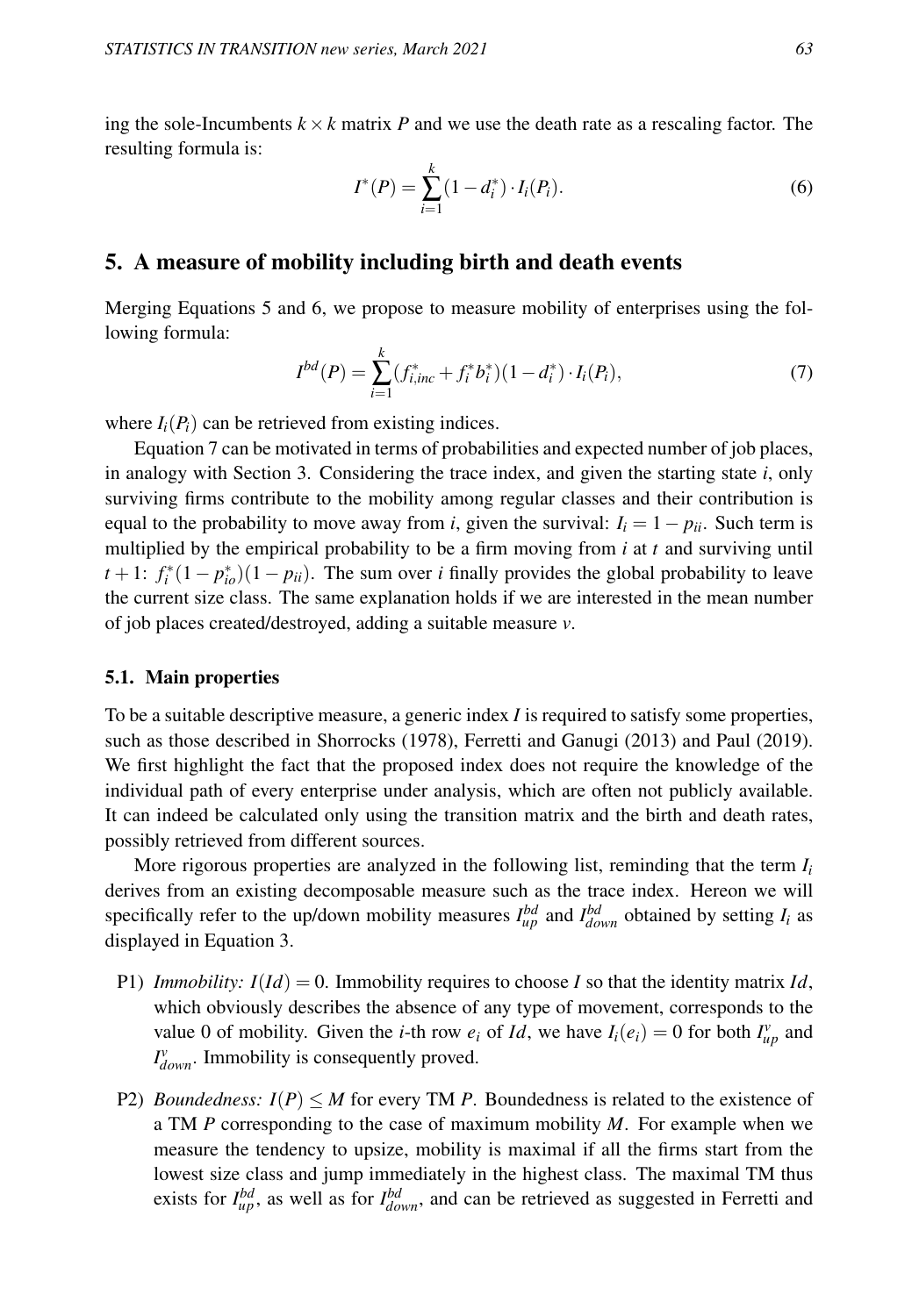ing the sole-Incumbents $k \times k$ matrix $P$ and we use the death rate as a rescaling factor. The resulting formula is:

$$I^*(P) = \sum_{i=1}^{k} (1 - d_i^*) \cdot I_i(P_i). \tag{6}$$

## 5. A measure of mobility including birth and death events

Merging Equations 5 and 6, we propose to measure mobility of enterprises using the following formula:

$$I^{bd}(P) = \sum_{i=1}^{k} (f_{i,inc}^* + f_i^* b_i^*)(1 - d_i^*) \cdot I_i(P_i), \tag{7}$$

where $I_i(P_i)$ can be retrieved from existing indices.

Equation 7 can be motivated in terms of probabilities and expected number of job places, in analogy with Section 3. Considering the trace index, and given the starting state $i$, only surviving firms contribute to the mobility among regular classes and their contribution is equal to the probability to move away from $i$, given the survival: $I_i = 1 - p_{ii}$. Such term is multiplied by the empirical probability to be a firm moving from $i$ at $t$ and surviving until $t+1$: $f_i^*(1 - p_{io}^*)(1 - p_{ii})$. The sum over $i$ finally provides the global probability to leave the current size class. The same explanation holds if we are interested in the mean number of job places created/destroyed, adding a suitable measure $v$.

### 5.1. Main properties

To be a suitable descriptive measure, a generic index $I$ is required to satisfy some properties, such as those described in Shorrocks (1978), Ferretti and Ganugi (2013) and Paul (2019). We first highlight the fact that the proposed index does not require the knowledge of the individual path of every enterprise under analysis, which are often not publicly available. It can indeed be calculated only using the transition matrix and the birth and death rates, possibly retrieved from different sources.

More rigorous properties are analyzed in the following list, reminding that the term $I_i$ derives from an existing decomposable measure such as the trace index. Hereon we will specifically refer to the up/down mobility measures $I_{up}^{bd}$ and $I_{down}^{bd}$ obtained by setting $I_i$ as displayed in Equation 3.

- P1) *Immobility:* $I(Id) = 0$. Immobility requires to choose $I$ so that the identity matrix $Id$, which obviously describes the absence of any type of movement, corresponds to the value 0 of mobility. Given the $i$-th row $e_i$ of $Id$, we have $I_i(e_i) = 0$ for both $I_{up}^{v}$ and $I_{down}^{v}$. Immobility is consequently proved.

- P2) *Boundedness:* $I(P) \leq M$ for every TM $P$. Boundedness is related to the existence of a TM $P$ corresponding to the case of maximum mobility $M$. For example when we measure the tendency to upsize, mobility is maximal if all the firms start from the lowest size class and jump immediately in the highest class. The maximal TM thus exists for $I_{up}^{bd}$, as well as for $I_{down}^{bd}$, and can be retrieved as suggested in Ferretti and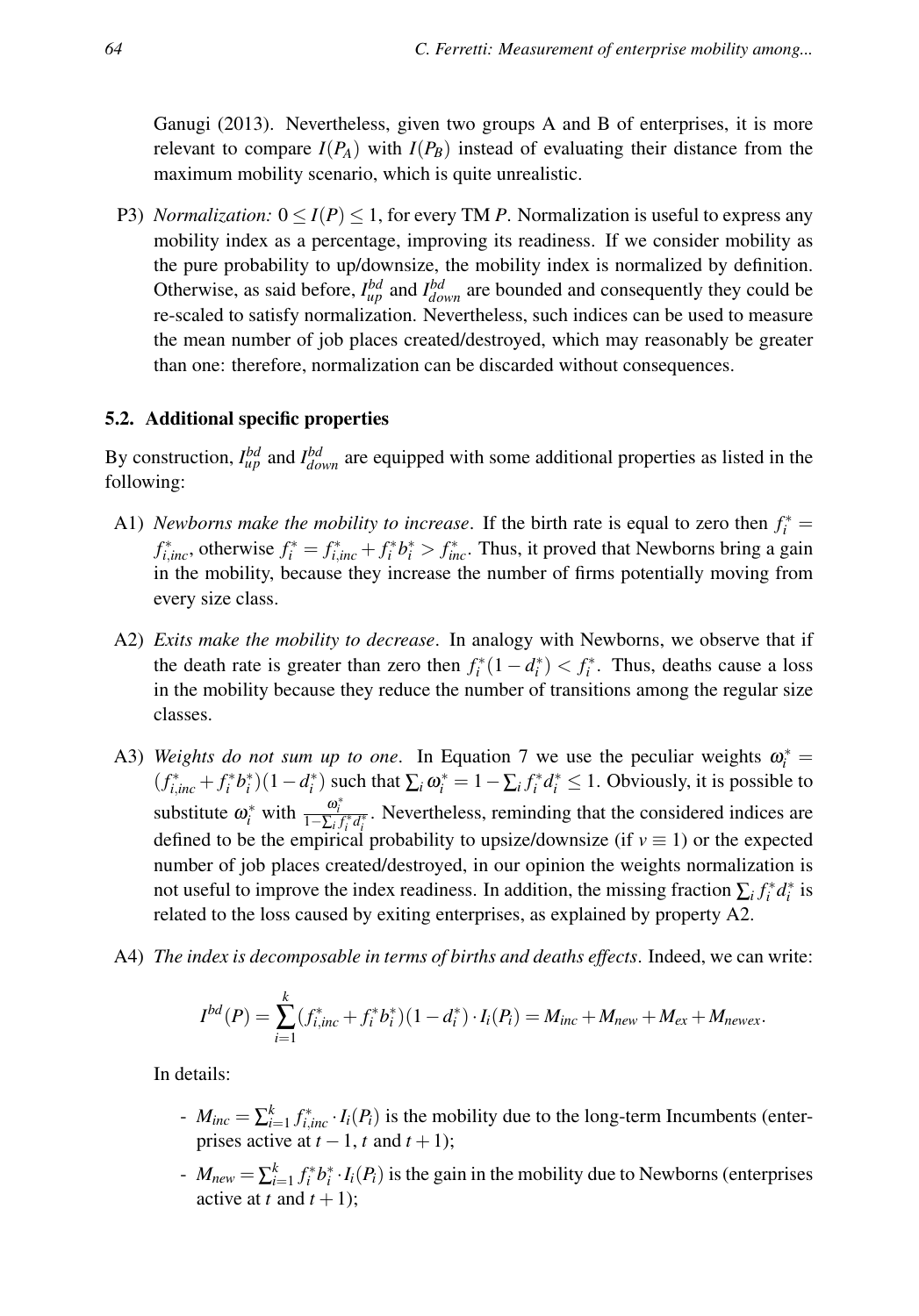Ganugi (2013). Nevertheless, given two groups A and B of enterprises, it is more relevant to compare $I(P_A)$ with $I(P_B)$ instead of evaluating their distance from the maximum mobility scenario, which is quite unrealistic.

P3) *Normalization:* $0 \leq I(P) \leq 1$, for every TM $P$. Normalization is useful to express any mobility index as a percentage, improving its readiness. If we consider mobility as the pure probability to up/downsize, the mobility index is normalized by definition. Otherwise, as said before, $I_{up}^{bd}$ and $I_{down}^{bd}$ are bounded and consequently they could be re-scaled to satisfy normalization. Nevertheless, such indices can be used to measure the mean number of job places created/destroyed, which may reasonably be greater than one: therefore, normalization can be discarded without consequences.

### 5.2. Additional specific properties

By construction, $I_{up}^{bd}$ and $I_{down}^{bd}$ are equipped with some additional properties as listed in the following:

A1) *Newborns make the mobility to increase*. If the birth rate is equal to zero then $f_i^* = f_{i,inc}^*$, otherwise $f_i^* = f_{i,inc}^* + f_i^* b_i^* > f_{inc}^*$. Thus, it proved that Newborns bring a gain in the mobility, because they increase the number of firms potentially moving from every size class.

A2) *Exits make the mobility to decrease*. In analogy with Newborns, we observe that if the death rate is greater than zero then $f_i^*(1-d_i^*) < f_i^*$. Thus, deaths cause a loss in the mobility because they reduce the number of transitions among the regular size classes.

A3) *Weights do not sum up to one*. In Equation 7 we use the peculiar weights $\omega_i^* = (f_{i,inc}^* + f_i^* b_i^*)(1-d_i^*)$ such that $\sum_i \omega_i^* = 1 - \sum_i f_i^* d_i^* \leq 1$. Obviously, it is possible to substitute $\omega_i^*$ with $\frac{\omega_i^*}{1-\sum_i f_i^* d_i^*}$. Nevertheless, reminding that the considered indices are defined to be the empirical probability to upsize/downsize (if $v \equiv 1$) or the expected number of job places created/destroyed, in our opinion the weights normalization is not useful to improve the index readiness. In addition, the missing fraction $\sum_i f_i^* d_i^*$ is related to the loss caused by exiting enterprises, as explained by property A2.

A4) *The index is decomposable in terms of births and deaths effects*. Indeed, we can write:

$$I^{bd}(P) = \sum_{i=1}^{k} (f_{i,inc}^* + f_i^* b_i^*)(1-d_i^*) \cdot I_i(P_i) = M_{inc} + M_{new} + M_{ex} + M_{newex}.$$

In details:

- $M_{inc} = \sum_{i=1}^{k} f_{i,inc}^* \cdot I_i(P_i)$ is the mobility due to the long-term Incumbents (enterprises active at $t-1$, $t$ and $t+1$);
- $M_{new} = \sum_{i=1}^{k} f_i^* b_i^* \cdot I_i(P_i)$ is the gain in the mobility due to Newborns (enterprises active at $t$ and $t+1$);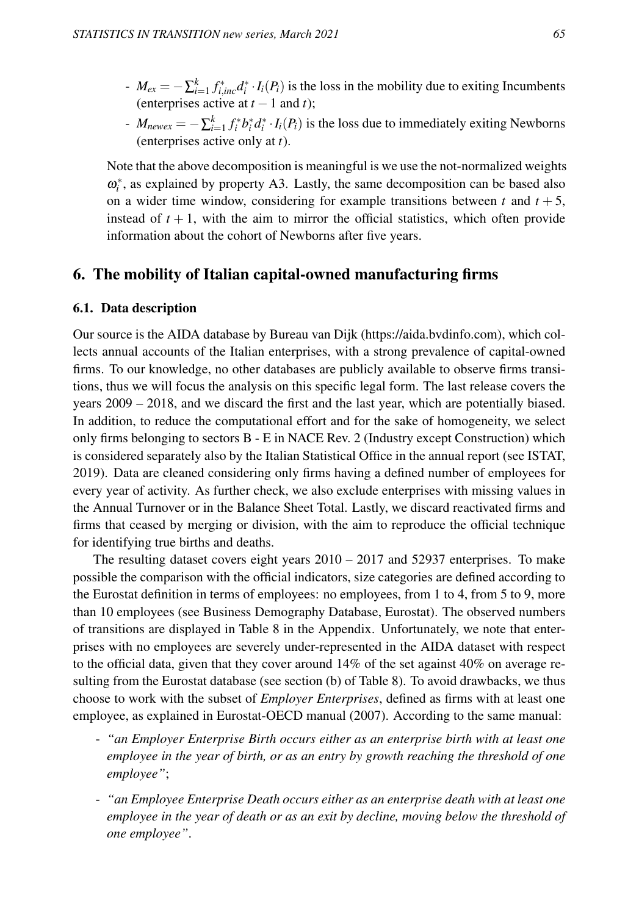- $M_{ex} = -\sum_{i=1}^{k} f_{i,inc}^{*} d_i^{*} \cdot I_i(P_i)$ is the loss in the mobility due to exiting Incumbents (enterprises active at $t-1$ and $t$);
- $M_{newex} = -\sum_{i=1}^{k} f_i^{*} b_i^{*} d_i^{*} \cdot I_i(P_i)$ is the loss due to immediately exiting Newborns (enterprises active only at $t$).

Note that the above decomposition is meaningful is we use the not-normalized weights $\omega_i^{*}$, as explained by property A3. Lastly, the same decomposition can be based also on a wider time window, considering for example transitions between $t$ and $t+5$, instead of $t+1$, with the aim to mirror the official statistics, which often provide information about the cohort of Newborns after five years.

## 6. The mobility of Italian capital-owned manufacturing firms

### 6.1. Data description

Our source is the AIDA database by Bureau van Dijk (https://aida.bvdinfo.com), which collects annual accounts of the Italian enterprises, with a strong prevalence of capital-owned firms. To our knowledge, no other databases are publicly available to observe firms transitions, thus we will focus the analysis on this specific legal form. The last release covers the years 2009 – 2018, and we discard the first and the last year, which are potentially biased. In addition, to reduce the computational effort and for the sake of homogeneity, we select only firms belonging to sectors B - E in NACE Rev. 2 (Industry except Construction) which is considered separately also by the Italian Statistical Office in the annual report (see ISTAT, 2019). Data are cleaned considering only firms having a defined number of employees for every year of activity. As further check, we also exclude enterprises with missing values in the Annual Turnover or in the Balance Sheet Total. Lastly, we discard reactivated firms and firms that ceased by merging or division, with the aim to reproduce the official technique for identifying true births and deaths.

The resulting dataset covers eight years 2010 – 2017 and 52937 enterprises. To make possible the comparison with the official indicators, size categories are defined according to the Eurostat definition in terms of employees: no employees, from 1 to 4, from 5 to 9, more than 10 employees (see Business Demography Database, Eurostat). The observed numbers of transitions are displayed in Table 8 in the Appendix. Unfortunately, we note that enterprises with no employees are severely under-represented in the AIDA dataset with respect to the official data, given that they cover around 14% of the set against 40% on average resulting from the Eurostat database (see section (b) of Table 8). To avoid drawbacks, we thus choose to work with the subset of *Employer Enterprises*, defined as firms with at least one employee, as explained in Eurostat-OECD manual (2007). According to the same manual:

- *"an Employer Enterprise Birth occurs either as an enterprise birth with at least one employee in the year of birth, or as an entry by growth reaching the threshold of one employee"*;
- *"an Employee Enterprise Death occurs either as an enterprise death with at least one employee in the year of death or as an exit by decline, moving below the threshold of one employee"*.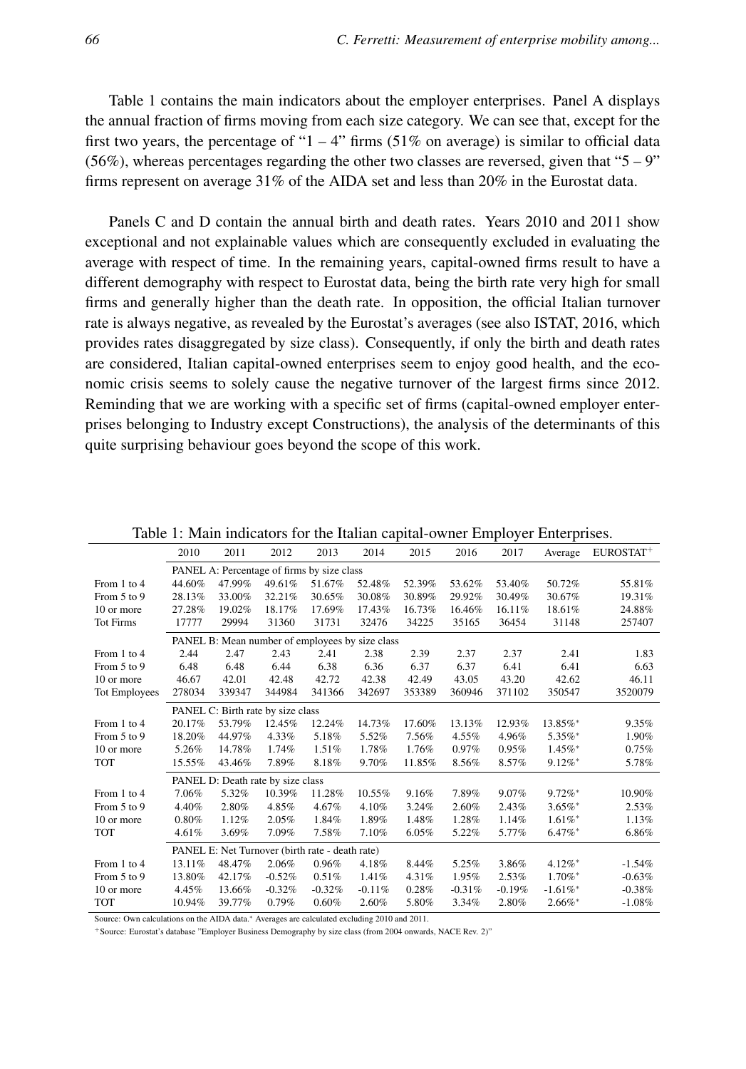Table 1 contains the main indicators about the employer enterprises. Panel A displays the annual fraction of firms moving from each size category. We can see that, except for the first two years, the percentage of "1 – 4" firms (51% on average) is similar to official data (56%), whereas percentages regarding the other two classes are reversed, given that "5 – 9" firms represent on average 31% of the AIDA set and less than 20% in the Eurostat data.

Panels C and D contain the annual birth and death rates. Years 2010 and 2011 show exceptional and not explainable values which are consequently excluded in evaluating the average with respect of time. In the remaining years, capital-owned firms result to have a different demography with respect to Eurostat data, being the birth rate very high for small firms and generally higher than the death rate. In opposition, the official Italian turnover rate is always negative, as revealed by the Eurostat's averages (see also ISTAT, 2016, which provides rates disaggregated by size class). Consequently, if only the birth and death rates are considered, Italian capital-owned enterprises seem to enjoy good health, and the economic crisis seems to solely cause the negative turnover of the largest firms since 2012. Reminding that we are working with a specific set of firms (capital-owned employer enterprises belonging to Industry except Constructions), the analysis of the determinants of this quite surprising behaviour goes beyond the scope of this work.

Table 1: Main indicators for the Italian capital-owner Employer Enterprises.

| | 2010 | 2011 | 2012 | 2013 | 2014 | 2015 | 2016 | 2017 | Average | EUROSTAT+ |
|---|---|---|---|---|---|---|---|---|---|---|
| | PANEL A: Percentage of firms by size class | | | | | | | | | |
| From 1 to 4 | 44.60% | 47.99% | 49.61% | 51.67% | 52.48% | 52.39% | 53.62% | 53.40% | 50.72% | 55.81% |
| From 5 to 9 | 28.13% | 33.00% | 32.21% | 30.65% | 30.08% | 30.89% | 29.92% | 30.49% | 30.67% | 19.31% |
| 10 or more | 27.28% | 19.02% | 18.17% | 17.69% | 17.43% | 16.73% | 16.46% | 16.11% | 18.61% | 24.88% |
| Tot Firms | 17777 | 29994 | 31360 | 31731 | 32476 | 34225 | 35165 | 36454 | 31148 | 257407 |
| | PANEL B: Mean number of employees by size class | | | | | | | | | |
| From 1 to 4 | 2.44 | 2.47 | 2.43 | 2.41 | 2.38 | 2.39 | 2.37 | 2.37 | 2.41 | 1.83 |
| From 5 to 9 | 6.48 | 6.48 | 6.44 | 6.38 | 6.36 | 6.37 | 6.37 | 6.41 | 6.41 | 6.63 |
| 10 or more | 46.67 | 42.01 | 42.48 | 42.72 | 42.38 | 42.49 | 43.05 | 43.20 | 42.62 | 46.11 |
| Tot Employees | 278034 | 339347 | 344984 | 341366 | 342697 | 353389 | 360946 | 371102 | 350547 | 3520079 |
| | PANEL C: Birth rate by size class | | | | | | | | | |
| From 1 to 4 | 20.17% | 53.79% | 12.45% | 12.24% | 14.73% | 17.60% | 13.13% | 12.93% | 13.85%* | 9.35% |
| From 5 to 9 | 18.20% | 44.97% | 4.33% | 5.18% | 5.52% | 7.56% | 4.55% | 4.96% | 5.35%* | 1.90% |
| 10 or more | 5.26% | 14.78% | 1.74% | 1.51% | 1.78% | 1.76% | 0.97% | 0.95% | 1.45%* | 0.75% |
| TOT | 15.55% | 43.46% | 7.89% | 8.18% | 9.70% | 11.85% | 8.56% | 8.57% | 9.12%* | 5.78% |
| | PANEL D: Death rate by size class | | | | | | | | | |
| From 1 to 4 | 7.06% | 5.32% | 10.39% | 11.28% | 10.55% | 9.16% | 7.89% | 9.07% | 9.72%* | 10.90% |
| From 5 to 9 | 4.40% | 2.80% | 4.85% | 4.67% | 4.10% | 3.24% | 2.60% | 2.43% | 3.65%* | 2.53% |
| 10 or more | 0.80% | 1.12% | 2.05% | 1.84% | 1.89% | 1.48% | 1.28% | 1.14% | 1.61%* | 1.13% |
| TOT | 4.61% | 3.69% | 7.09% | 7.58% | 7.10% | 6.05% | 5.22% | 5.77% | 6.47%* | 6.86% |
| | PANEL E: Net Turnover (birth rate - death rate) | | | | | | | | | |
| From 1 to 4 | 13.11% | 48.47% | 2.06% | 0.96% | 4.18% | 8.44% | 5.25% | 3.86% | 4.12%* | -1.54% |
| From 5 to 9 | 13.80% | 42.17% | -0.52% | 0.51% | 1.41% | 4.31% | 1.95% | 2.53% | 1.70%* | -0.63% |
| 10 or more | 4.45% | 13.66% | -0.32% | -0.32% | -0.11% | 0.28% | -0.31% | -0.19% | -1.61%* | -0.38% |
| TOT | 10.94% | 39.77% | 0.79% | 0.60% | 2.60% | 5.80% | 3.34% | 2.80% | 2.66%* | -1.08% |

Source: Own calculations on the AIDA data.* Averages are calculated excluding 2010 and 2011.

+Source: Eurostat's database "Employer Business Demography by size class (from 2004 onwards, NACE Rev. 2)"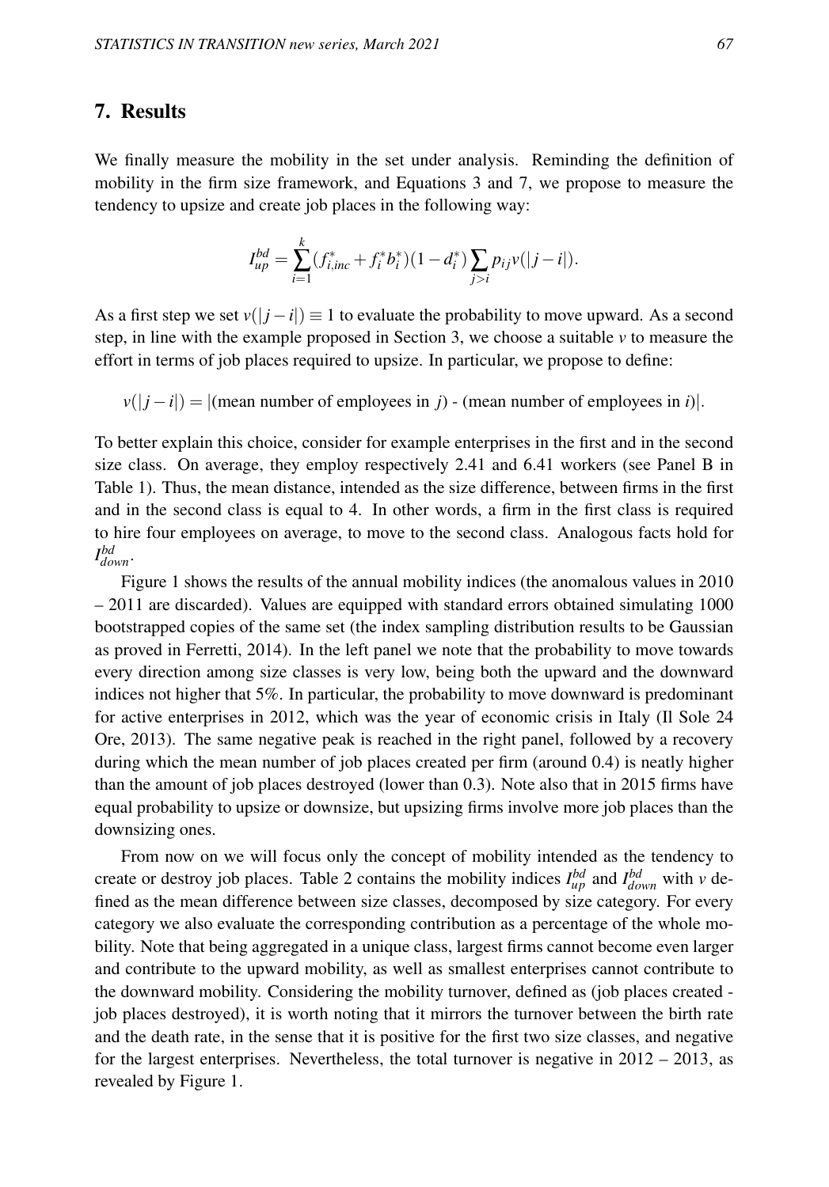## 7. Results

We finally measure the mobility in the set under analysis. Reminding the definition of mobility in the firm size framework, and Equations 3 and 7, we propose to measure the tendency to upsize and create job places in the following way:

$$I_{up}^{bd} = \sum_{i=1}^{k} (f_{i,inc}^{*} + f_i^{*} b_i^{*})(1 - d_i^{*}) \sum_{j>i} p_{ij} v(|j-i|).$$

As a first step we set $v(|j-i|) \equiv 1$ to evaluate the probability to move upward. As a second step, in line with the example proposed in Section 3, we choose a suitable $v$ to measure the effort in terms of job places required to upsize. In particular, we propose to define:

$v(|j-i|) = |$(mean number of employees in $j$) - (mean number of employees in $i$)$|$.

To better explain this choice, consider for example enterprises in the first and in the second size class. On average, they employ respectively 2.41 and 6.41 workers (see Panel B in Table 1). Thus, the mean distance, intended as the size difference, between firms in the first and in the second class is equal to 4. In other words, a firm in the first class is required to hire four employees on average, to move to the second class. Analogous facts hold for $I_{down}^{bd}$.

Figure 1 shows the results of the annual mobility indices (the anomalous values in 2010 – 2011 are discarded). Values are equipped with standard errors obtained simulating 1000 bootstrapped copies of the same set (the index sampling distribution results to be Gaussian as proved in Ferretti, 2014). In the left panel we note that the probability to move towards every direction among size classes is very low, being both the upward and the downward indices not higher that 5%. In particular, the probability to move downward is predominant for active enterprises in 2012, which was the year of economic crisis in Italy (Il Sole 24 Ore, 2013). The same negative peak is reached in the right panel, followed by a recovery during which the mean number of job places created per firm (around 0.4) is neatly higher than the amount of job places destroyed (lower than 0.3). Note also that in 2015 firms have equal probability to upsize or downsize, but upsizing firms involve more job places than the downsizing ones.

From now on we will focus only the concept of mobility intended as the tendency to create or destroy job places. Table 2 contains the mobility indices $I_{up}^{bd}$ and $I_{down}^{bd}$ with $v$ defined as the mean difference between size classes, decomposed by size category. For every category we also evaluate the corresponding contribution as a percentage of the whole mobility. Note that being aggregated in a unique class, largest firms cannot become even larger and contribute to the upward mobility, as well as smallest enterprises cannot contribute to the downward mobility. Considering the mobility turnover, defined as (job places created - job places destroyed), it is worth noting that it mirrors the turnover between the birth rate and the death rate, in the sense that it is positive for the first two size classes, and negative for the largest enterprises. Nevertheless, the total turnover is negative in 2012 – 2013, as revealed by Figure 1.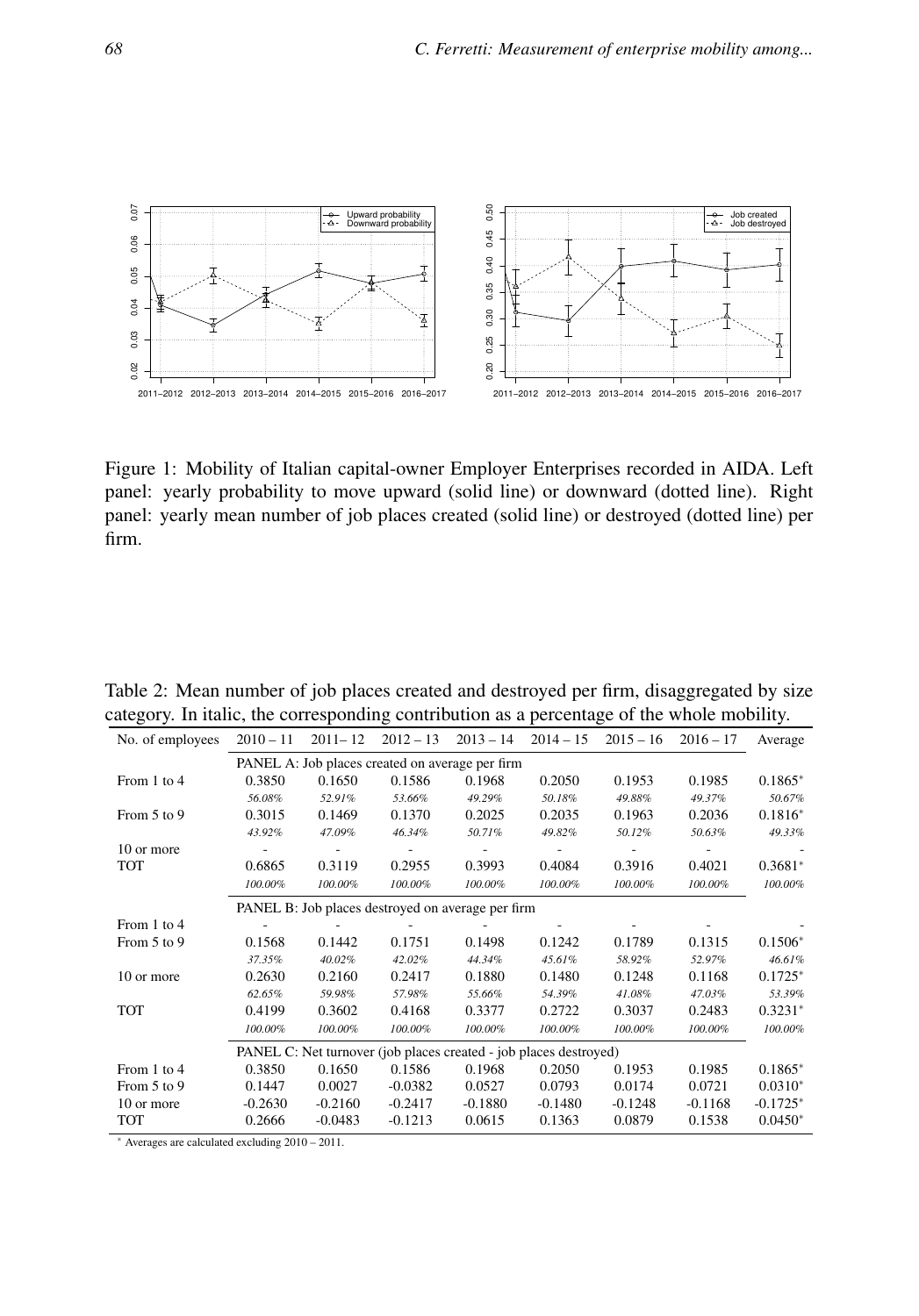Figure 1: Mobility of Italian capital-owner Employer Enterprises recorded in AIDA. Left panel: yearly probability to move upward (solid line) or downward (dotted line). Right panel: yearly mean number of job places created (solid line) or destroyed (dotted line) per firm.

Table 2: Mean number of job places created and destroyed per firm, disaggregated by size category. In italic, the corresponding contribution as a percentage of the whole mobility.

| No. of employees | 2010 – 11 | 2011– 12 | 2012 – 13 | 2013 – 14 | 2014 – 15 | 2015 – 16 | 2016 – 17 | Average |
|---|---|---|---|---|---|---|---|---|
| | PANEL A: Job places created on average per firm | | | | | | | |
| From 1 to 4 | 0.3850 | 0.1650 | 0.1586 | 0.1968 | 0.2050 | 0.1953 | 0.1985 | 0.1865* |
| | *56.08%* | *52.91%* | *53.66%* | *49.29%* | *50.18%* | *49.88%* | *49.37%* | *50.67%* |
| From 5 to 9 | 0.3015 | 0.1469 | 0.1370 | 0.2025 | 0.2035 | 0.1963 | 0.2036 | 0.1816* |
| | *43.92%* | *47.09%* | *46.34%* | *50.71%* | *49.82%* | *50.12%* | *50.63%* | *49.33%* |
| 10 or more | - | - | - | - | - | - | - | - |
| TOT | 0.6865 | 0.3119 | 0.2955 | 0.3993 | 0.4084 | 0.3916 | 0.4021 | 0.3681* |
| | *100.00%* | *100.00%* | *100.00%* | *100.00%* | *100.00%* | *100.00%* | *100.00%* | *100.00%* |
| | PANEL B: Job places destroyed on average per firm | | | | | | | |
| From 1 to 4 | - | - | - | - | - | - | - | - |
| From 5 to 9 | 0.1568 | 0.1442 | 0.1751 | 0.1498 | 0.1242 | 0.1789 | 0.1315 | 0.1506* |
| | *37.35%* | *40.02%* | *42.02%* | *44.34%* | *45.61%* | *58.92%* | *52.97%* | *46.61%* |
| 10 or more | 0.2630 | 0.2160 | 0.2417 | 0.1880 | 0.1480 | 0.1248 | 0.1168 | 0.1725* |
| | *62.65%* | *59.98%* | *57.98%* | *55.66%* | *54.39%* | *41.08%* | *47.03%* | *53.39%* |
| TOT | 0.4199 | 0.3602 | 0.4168 | 0.3377 | 0.2722 | 0.3037 | 0.2483 | 0.3231* |
| | *100.00%* | *100.00%* | *100.00%* | *100.00%* | *100.00%* | *100.00%* | *100.00%* | *100.00%* |
| | PANEL C: Net turnover (job places created - job places destroyed) | | | | | | | |
| From 1 to 4 | 0.3850 | 0.1650 | 0.1586 | 0.1968 | 0.2050 | 0.1953 | 0.1985 | 0.1865* |
| From 5 to 9 | 0.1447 | 0.0027 | -0.0382 | 0.0527 | 0.0793 | 0.0174 | 0.0721 | 0.0310* |
| 10 or more | -0.2630 | -0.2160 | -0.2417 | -0.1880 | -0.1480 | -0.1248 | -0.1168 | -0.1725* |
| TOT | 0.2666 | -0.0483 | -0.1213 | 0.0615 | 0.1363 | 0.0879 | 0.1538 | 0.0450* |

* Averages are calculated excluding 2010 – 2011.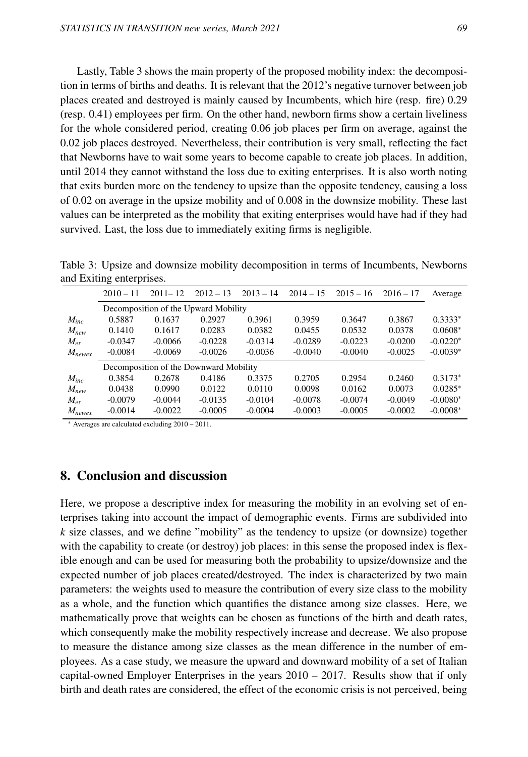Lastly, Table 3 shows the main property of the proposed mobility index: the decomposition in terms of births and deaths. It is relevant that the 2012's negative turnover between job places created and destroyed is mainly caused by Incumbents, which hire (resp. fire) 0.29 (resp. 0.41) employees per firm. On the other hand, newborn firms show a certain liveliness for the whole considered period, creating 0.06 job places per firm on average, against the 0.02 job places destroyed. Nevertheless, their contribution is very small, reflecting the fact that Newborns have to wait some years to become capable to create job places. In addition, until 2014 they cannot withstand the loss due to exiting enterprises. It is also worth noting that exits burden more on the tendency to upsize than the opposite tendency, causing a loss of 0.02 on average in the upsize mobility and of 0.008 in the downsize mobility. These last values can be interpreted as the mobility that exiting enterprises would have had if they had survived. Last, the loss due to immediately exiting firms is negligible.

Table 3: Upsize and downsize mobility decomposition in terms of Incumbents, Newborns and Exiting enterprises.

| | 2010 – 11 | 2011– 12 | 2012 – 13 | 2013 – 14 | 2014 – 15 | 2015 – 16 | 2016 – 17 | Average |
|---|---|---|---|---|---|---|---|---|
| | Decomposition of the Upward Mobility | | | | | | | |
| $M_{inc}$ | 0.5887 | 0.1637 | 0.2927 | 0.3961 | 0.3959 | 0.3647 | 0.3867 | 0.3333* |
| $M_{new}$ | 0.1410 | 0.1617 | 0.0283 | 0.0382 | 0.0455 | 0.0532 | 0.0378 | 0.0608* |
| $M_{ex}$ | -0.0347 | -0.0066 | -0.0228 | -0.0314 | -0.0289 | -0.0223 | -0.0200 | -0.0220* |
| $M_{newex}$ | -0.0084 | -0.0069 | -0.0026 | -0.0036 | -0.0040 | -0.0040 | -0.0025 | -0.0039* |
| | Decomposition of the Downward Mobility | | | | | | | |
| $M_{inc}$ | 0.3854 | 0.2678 | 0.4186 | 0.3375 | 0.2705 | 0.2954 | 0.2460 | 0.3173* |
| $M_{new}$ | 0.0438 | 0.0990 | 0.0122 | 0.0110 | 0.0098 | 0.0162 | 0.0073 | 0.0285* |
| $M_{ex}$ | -0.0079 | -0.0044 | -0.0135 | -0.0104 | -0.0078 | -0.0074 | -0.0049 | -0.0080* |
| $M_{newex}$ | -0.0014 | -0.0022 | -0.0005 | -0.0004 | -0.0003 | -0.0005 | -0.0002 | -0.0008* |

* Averages are calculated excluding 2010 – 2011.

## 8. Conclusion and discussion

Here, we propose a descriptive index for measuring the mobility in an evolving set of enterprises taking into account the impact of demographic events. Firms are subdivided into $k$ size classes, and we define "mobility" as the tendency to upsize (or downsize) together with the capability to create (or destroy) job places: in this sense the proposed index is flexible enough and can be used for measuring both the probability to upsize/downsize and the expected number of job places created/destroyed. The index is characterized by two main parameters: the weights used to measure the contribution of every size class to the mobility as a whole, and the function which quantifies the distance among size classes. Here, we mathematically prove that weights can be chosen as functions of the birth and death rates, which consequently make the mobility respectively increase and decrease. We also propose to measure the distance among size classes as the mean difference in the number of employees. As a case study, we measure the upward and downward mobility of a set of Italian capital-owned Employer Enterprises in the years 2010 – 2017. Results show that if only birth and death rates are considered, the effect of the economic crisis is not perceived, being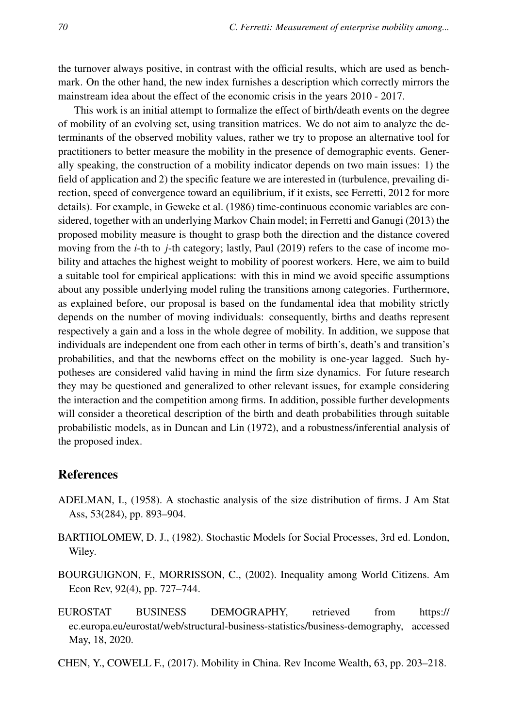the turnover always positive, in contrast with the official results, which are used as benchmark. On the other hand, the new index furnishes a description which correctly mirrors the mainstream idea about the effect of the economic crisis in the years 2010 - 2017.

This work is an initial attempt to formalize the effect of birth/death events on the degree of mobility of an evolving set, using transition matrices. We do not aim to analyze the determinants of the observed mobility values, rather we try to propose an alternative tool for practitioners to better measure the mobility in the presence of demographic events. Generally speaking, the construction of a mobility indicator depends on two main issues: 1) the field of application and 2) the specific feature we are interested in (turbulence, prevailing direction, speed of convergence toward an equilibrium, if it exists, see Ferretti, 2012 for more details). For example, in Geweke et al. (1986) time-continuous economic variables are considered, together with an underlying Markov Chain model; in Ferretti and Ganugi (2013) the proposed mobility measure is thought to grasp both the direction and the distance covered moving from the $i$-th to $j$-th category; lastly, Paul (2019) refers to the case of income mobility and attaches the highest weight to mobility of poorest workers. Here, we aim to build a suitable tool for empirical applications: with this in mind we avoid specific assumptions about any possible underlying model ruling the transitions among categories. Furthermore, as explained before, our proposal is based on the fundamental idea that mobility strictly depends on the number of moving individuals: consequently, births and deaths represent respectively a gain and a loss in the whole degree of mobility. In addition, we suppose that individuals are independent one from each other in terms of birth's, death's and transition's probabilities, and that the newborns effect on the mobility is one-year lagged. Such hypotheses are considered valid having in mind the firm size dynamics. For future research they may be questioned and generalized to other relevant issues, for example considering the interaction and the competition among firms. In addition, possible further developments will consider a theoretical description of the birth and death probabilities through suitable probabilistic models, as in Duncan and Lin (1972), and a robustness/inferential analysis of the proposed index.

## References

ADELMAN, I., (1958). A stochastic analysis of the size distribution of firms. J Am Stat Ass, 53(284), pp. 893–904.

BARTHOLOMEW, D. J., (1982). Stochastic Models for Social Processes, 3rd ed. London, Wiley.

BOURGUIGNON, F., MORRISSON, C., (2002). Inequality among World Citizens. Am Econ Rev, 92(4), pp. 727–744.

EUROSTAT BUSINESS DEMOGRAPHY, retrieved from https:// ec.europa.eu/eurostat/web/structural-business-statistics/business-demography, accessed May, 18, 2020.

CHEN, Y., COWELL F., (2017). Mobility in China. Rev Income Wealth, 63, pp. 203–218.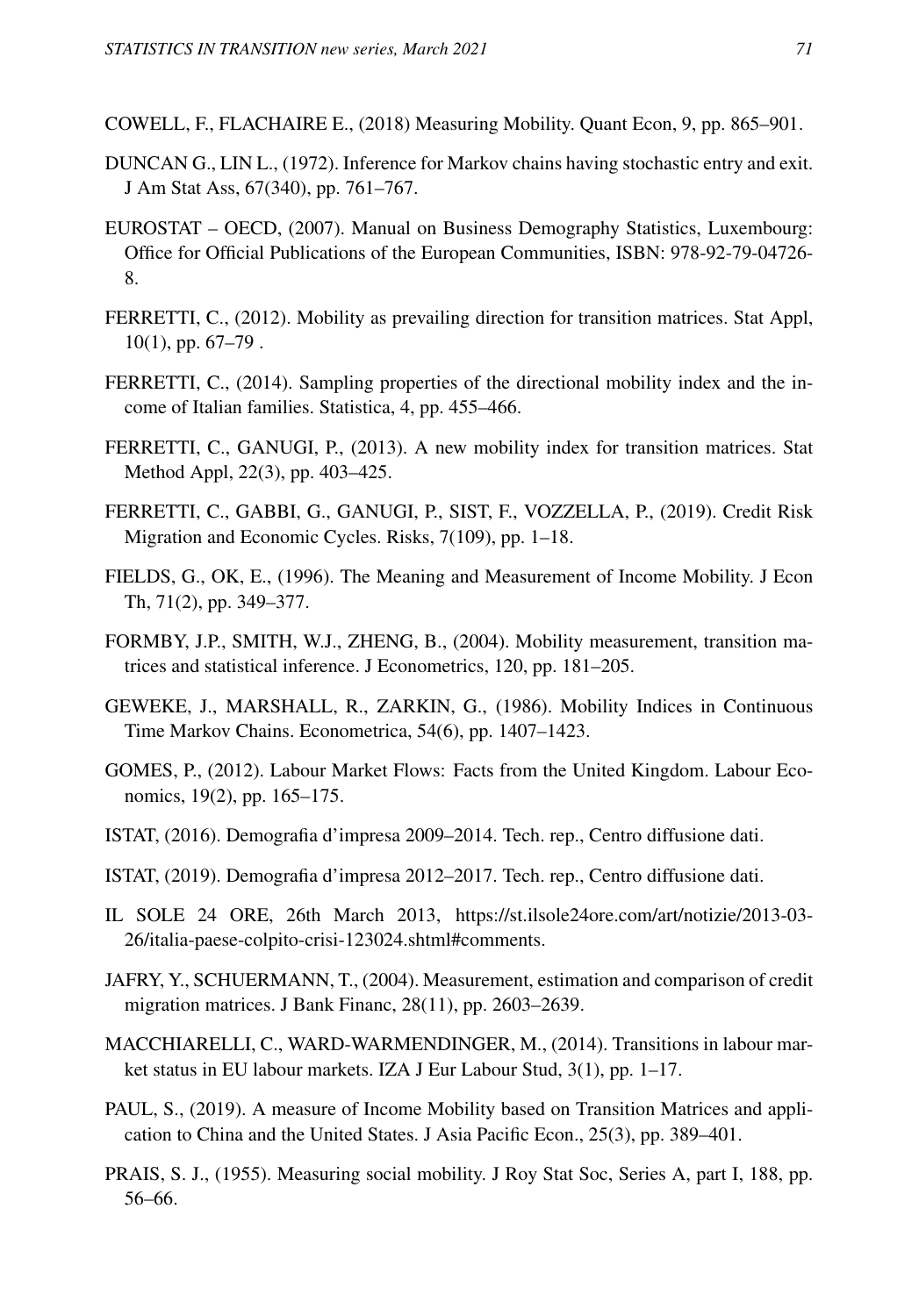COWELL, F., FLACHAIRE E., (2018) Measuring Mobility. Quant Econ, 9, pp. 865–901.

DUNCAN G., LIN L., (1972). Inference for Markov chains having stochastic entry and exit. J Am Stat Ass, 67(340), pp. 761–767.

EUROSTAT – OECD, (2007). Manual on Business Demography Statistics, Luxembourg: Office for Official Publications of the European Communities, ISBN: 978-92-79-04726-8.

FERRETTI, C., (2012). Mobility as prevailing direction for transition matrices. Stat Appl, 10(1), pp. 67–79 .

FERRETTI, C., (2014). Sampling properties of the directional mobility index and the income of Italian families. Statistica, 4, pp. 455–466.

FERRETTI, C., GANUGI, P., (2013). A new mobility index for transition matrices. Stat Method Appl, 22(3), pp. 403–425.

FERRETTI, C., GABBI, G., GANUGI, P., SIST, F., VOZZELLA, P., (2019). Credit Risk Migration and Economic Cycles. Risks, 7(109), pp. 1–18.

FIELDS, G., OK, E., (1996). The Meaning and Measurement of Income Mobility. J Econ Th, 71(2), pp. 349–377.

FORMBY, J.P., SMITH, W.J., ZHENG, B., (2004). Mobility measurement, transition matrices and statistical inference. J Econometrics, 120, pp. 181–205.

GEWEKE, J., MARSHALL, R., ZARKIN, G., (1986). Mobility Indices in Continuous Time Markov Chains. Econometrica, 54(6), pp. 1407–1423.

GOMES, P., (2012). Labour Market Flows: Facts from the United Kingdom. Labour Economics, 19(2), pp. 165–175.

ISTAT, (2016). Demografia d'impresa 2009–2014. Tech. rep., Centro diffusione dati.

ISTAT, (2019). Demografia d'impresa 2012–2017. Tech. rep., Centro diffusione dati.

IL SOLE 24 ORE, 26th March 2013, https://st.ilsole24ore.com/art/notizie/2013-03-26/italia-paese-colpito-crisi-123024.shtml#comments.

JAFRY, Y., SCHUERMANN, T., (2004). Measurement, estimation and comparison of credit migration matrices. J Bank Financ, 28(11), pp. 2603–2639.

MACCHIARELLI, C., WARD-WARMENDINGER, M., (2014). Transitions in labour market status in EU labour markets. IZA J Eur Labour Stud, 3(1), pp. 1–17.

PAUL, S., (2019). A measure of Income Mobility based on Transition Matrices and application to China and the United States. J Asia Pacific Econ., 25(3), pp. 389–401.

PRAIS, S. J., (1955). Measuring social mobility. J Roy Stat Soc, Series A, part I, 188, pp. 56–66.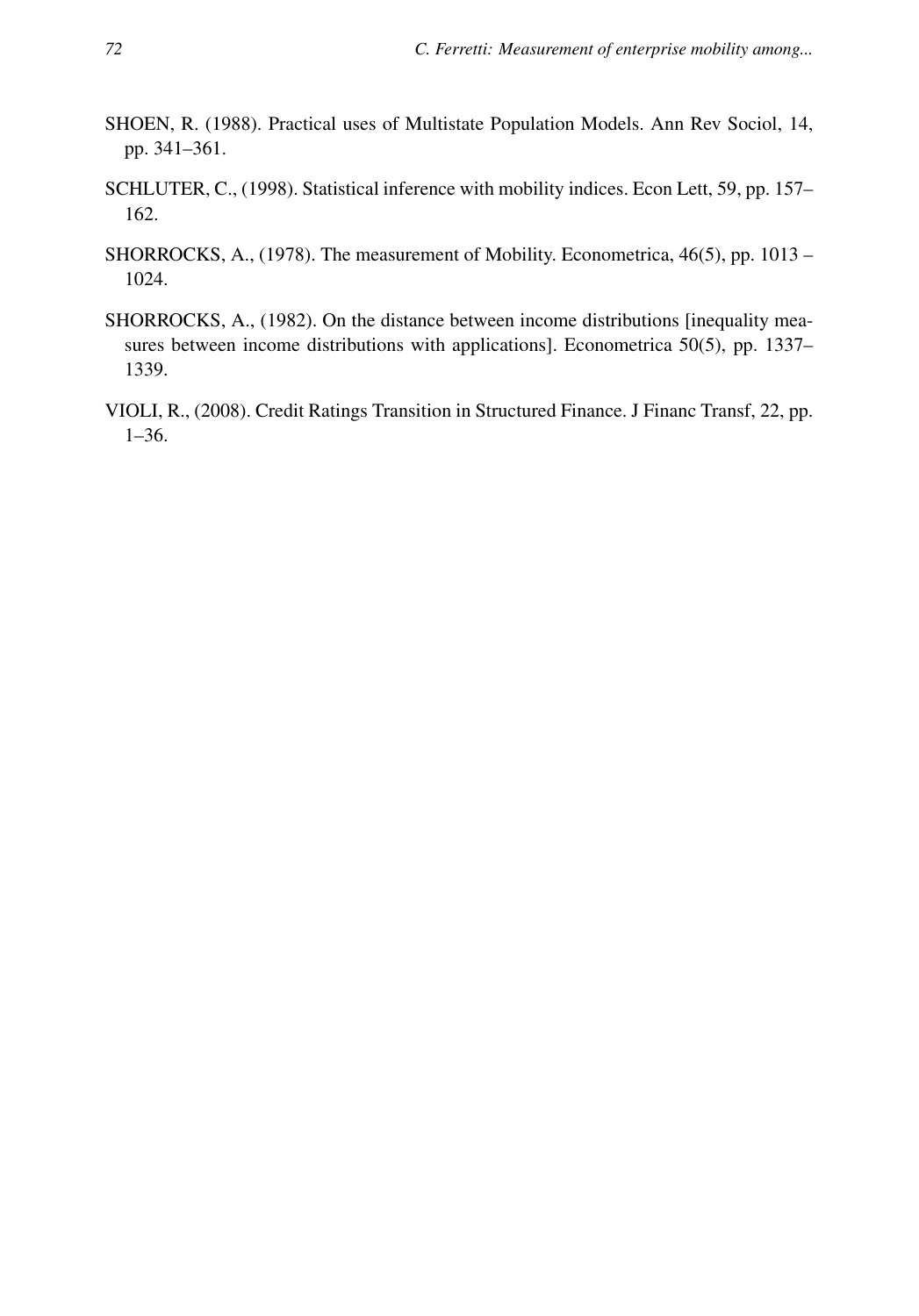SHOEN, R. (1988). Practical uses of Multistate Population Models. Ann Rev Sociol, 14, pp. 341–361.

SCHLUTER, C., (1998). Statistical inference with mobility indices. Econ Lett, 59, pp. 157–162.

SHORROCKS, A., (1978). The measurement of Mobility. Econometrica, 46(5), pp. 1013 – 1024.

SHORROCKS, A., (1982). On the distance between income distributions [inequality measures between income distributions with applications]. Econometrica 50(5), pp. 1337–1339.

VIOLI, R., (2008). Credit Ratings Transition in Structured Finance. J Financ Transf, 22, pp. 1–36.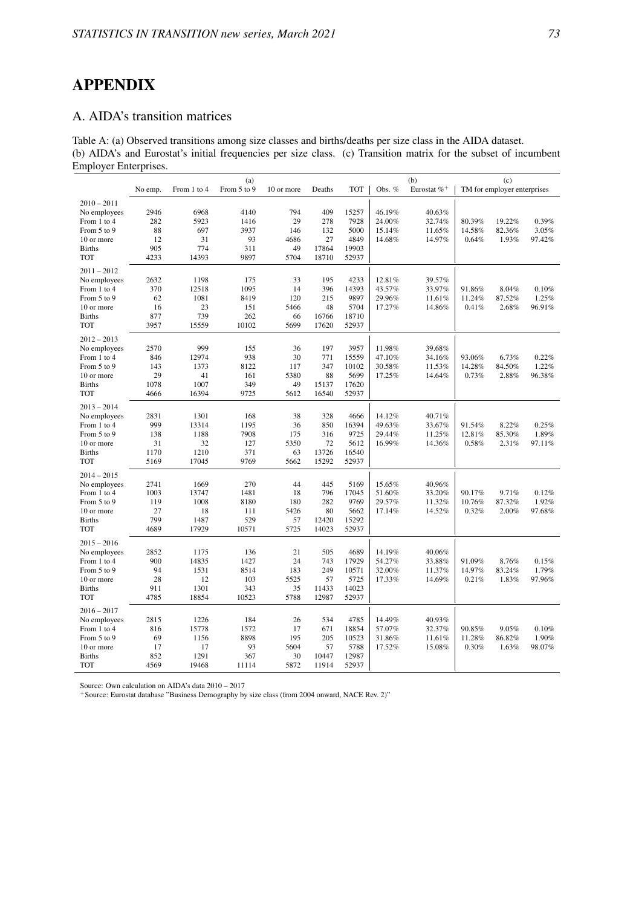# APPENDIX

## A. AIDA's transition matrices

Table A: (a) Observed transitions among size classes and births/deaths per size class in the AIDA dataset. (b) AIDA's and Eurostat's initial frequencies per size class. (c) Transition matrix for the subset of incumbent Employer Enterprises.

| | (a) | | | | | | (b) | | (c) | | |
|---|---|---|---|---|---|---|---|---|---|---|---|
| | No emp. | From 1 to 4 | From 5 to 9 | 10 or more | Deaths | TOT | Obs. % | Eurostat %[+] | TM for employer enterprises | | |
| 2010 – 2011 | | | | | | | | | | | |
| No employees | 2946 | 6968 | 4140 | 794 | 409 | 15257 | 46.19% | 40.63% | | | |
| From 1 to 4 | 282 | 5923 | 1416 | 29 | 278 | 7928 | 24.00% | 32.74% | 80.39% | 19.22% | 0.39% |
| From 5 to 9 | 88 | 697 | 3937 | 146 | 132 | 5000 | 15.14% | 11.65% | 14.58% | 82.36% | 3.05% |
| 10 or more | 12 | 31 | 93 | 4686 | 27 | 4849 | 14.68% | 14.97% | 0.64% | 1.93% | 97.42% |
| Births | 905 | 774 | 311 | 49 | 17864 | 19903 | | | | | |
| TOT | 4233 | 14393 | 9897 | 5704 | 18710 | 52937 | | | | | |
| 2011 – 2012 | | | | | | | | | | | |
| No employees | 2632 | 1198 | 175 | 33 | 195 | 4233 | 12.81% | 39.57% | | | |
| From 1 to 4 | 370 | 12518 | 1095 | 14 | 396 | 14393 | 43.57% | 33.97% | 91.86% | 8.04% | 0.10% |
| From 5 to 9 | 62 | 1081 | 8419 | 120 | 215 | 9897 | 29.96% | 11.61% | 11.24% | 87.52% | 1.25% |
| 10 or more | 16 | 23 | 151 | 5466 | 48 | 5704 | 17.27% | 14.86% | 0.41% | 2.68% | 96.91% |
| Births | 877 | 739 | 262 | 66 | 16766 | 18710 | | | | | |
| TOT | 3957 | 15559 | 10102 | 5699 | 17620 | 52937 | | | | | |
| 2012 – 2013 | | | | | | | | | | | |
| No employees | 2570 | 999 | 155 | 36 | 197 | 3957 | 11.98% | 39.68% | | | |
| From 1 to 4 | 846 | 12974 | 938 | 30 | 771 | 15559 | 47.10% | 34.16% | 93.06% | 6.73% | 0.22% |
| From 5 to 9 | 143 | 1373 | 8122 | 117 | 347 | 10102 | 30.58% | 11.53% | 14.28% | 84.50% | 1.22% |
| 10 or more | 29 | 41 | 161 | 5380 | 88 | 5699 | 17.25% | 14.64% | 0.73% | 2.88% | 96.38% |
| Births | 1078 | 1007 | 349 | 49 | 15137 | 17620 | | | | | |
| TOT | 4666 | 16394 | 9725 | 5612 | 16540 | 52937 | | | | | |
| 2013 – 2014 | | | | | | | | | | | |
| No employees | 2831 | 1301 | 168 | 38 | 328 | 4666 | 14.12% | 40.71% | | | |
| From 1 to 4 | 999 | 13314 | 1195 | 36 | 850 | 16394 | 49.63% | 33.67% | 91.54% | 8.22% | 0.25% |
| From 5 to 9 | 138 | 1188 | 7908 | 175 | 316 | 9725 | 29.44% | 11.25% | 12.81% | 85.30% | 1.89% |
| 10 or more | 31 | 32 | 127 | 5350 | 72 | 5612 | 16.99% | 14.36% | 0.58% | 2.31% | 97.11% |
| Births | 1170 | 1210 | 371 | 63 | 13726 | 16540 | | | | | |
| TOT | 5169 | 17045 | 9769 | 5662 | 15292 | 52937 | | | | | |
| 2014 – 2015 | | | | | | | | | | | |
| No employees | 2741 | 1669 | 270 | 44 | 445 | 5169 | 15.65% | 40.96% | | | |
| From 1 to 4 | 1003 | 13747 | 1481 | 18 | 796 | 17045 | 51.60% | 33.20% | 90.17% | 9.71% | 0.12% |
| From 5 to 9 | 119 | 1008 | 8180 | 180 | 282 | 9769 | 29.57% | 11.32% | 10.76% | 87.32% | 1.92% |
| 10 or more | 27 | 18 | 111 | 5426 | 80 | 5662 | 17.14% | 14.52% | 0.32% | 2.00% | 97.68% |
| Births | 799 | 1487 | 529 | 57 | 12420 | 15292 | | | | | |
| TOT | 4689 | 17929 | 10571 | 5725 | 14023 | 52937 | | | | | |
| 2015 – 2016 | | | | | | | | | | | |
| No employees | 2852 | 1175 | 136 | 21 | 505 | 4689 | 14.19% | 40.06% | | | |
| From 1 to 4 | 900 | 14835 | 1427 | 24 | 743 | 17929 | 54.27% | 33.88% | 91.09% | 8.76% | 0.15% |
| From 5 to 9 | 94 | 1531 | 8514 | 183 | 249 | 10571 | 32.00% | 11.37% | 14.97% | 83.24% | 1.79% |
| 10 or more | 28 | 12 | 103 | 5525 | 57 | 5725 | 17.33% | 14.69% | 0.21% | 1.83% | 97.96% |
| Births | 911 | 1301 | 343 | 35 | 11433 | 14023 | | | | | |
| TOT | 4785 | 18854 | 10523 | 5788 | 12987 | 52937 | | | | | |
| 2016 – 2017 | | | | | | | | | | | |
| No employees | 2815 | 1226 | 184 | 26 | 534 | 4785 | 14.49% | 40.93% | | | |
| From 1 to 4 | 816 | 15778 | 1572 | 17 | 671 | 18854 | 57.07% | 32.37% | 90.85% | 9.05% | 0.10% |
| From 5 to 9 | 69 | 1156 | 8898 | 195 | 205 | 10523 | 31.86% | 11.61% | 11.28% | 86.82% | 1.90% |
| 10 or more | 17 | 17 | 93 | 5604 | 57 | 5788 | 17.52% | 15.08% | 0.30% | 1.63% | 98.07% |
| Births | 852 | 1291 | 367 | 30 | 10447 | 12987 | | | | | |
| TOT | 4569 | 19468 | 11114 | 5872 | 11914 | 52937 | | | | | |

Source: Own calculation on AIDA's data 2010 – 2017

[+] Source: Eurostat database "Business Demography by size class (from 2004 onward, NACE Rev. 2)"